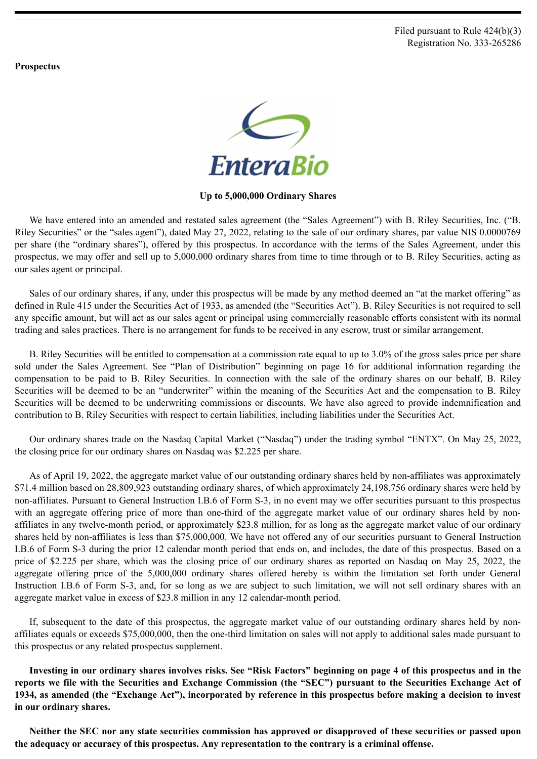Filed pursuant to Rule 424(b)(3)
Registration No. 333-265286

**Prospectus**

EnteraBio

**Up to 5,000,000 Ordinary Shares**

We have entered into an amended and restated sales agreement (the "Sales Agreement") with B. Riley Securities, Inc. ("B. Riley Securities" or the "sales agent"), dated May 27, 2022, relating to the sale of our ordinary shares, par value NIS 0.0000769 per share (the "ordinary shares"), offered by this prospectus. In accordance with the terms of the Sales Agreement, under this prospectus, we may offer and sell up to 5,000,000 ordinary shares from time to time through or to B. Riley Securities, acting as our sales agent or principal.

Sales of our ordinary shares, if any, under this prospectus will be made by any method deemed an "at the market offering" as defined in Rule 415 under the Securities Act of 1933, as amended (the "Securities Act"). B. Riley Securities is not required to sell any specific amount, but will act as our sales agent or principal using commercially reasonable efforts consistent with its normal trading and sales practices. There is no arrangement for funds to be received in any escrow, trust or similar arrangement.

B. Riley Securities will be entitled to compensation at a commission rate equal to up to 3.0% of the gross sales price per share sold under the Sales Agreement. See "Plan of Distribution" beginning on page 16 for additional information regarding the compensation to be paid to B. Riley Securities. In connection with the sale of the ordinary shares on our behalf, B. Riley Securities will be deemed to be an "underwriter" within the meaning of the Securities Act and the compensation to B. Riley Securities will be deemed to be underwriting commissions or discounts. We have also agreed to provide indemnification and contribution to B. Riley Securities with respect to certain liabilities, including liabilities under the Securities Act.

Our ordinary shares trade on the Nasdaq Capital Market ("Nasdaq") under the trading symbol "ENTX". On May 25, 2022, the closing price for our ordinary shares on Nasdaq was $2.225 per share.

As of April 19, 2022, the aggregate market value of our outstanding ordinary shares held by non-affiliates was approximately $71.4 million based on 28,809,923 outstanding ordinary shares, of which approximately 24,198,756 ordinary shares were held by non-affiliates. Pursuant to General Instruction I.B.6 of Form S-3, in no event may we offer securities pursuant to this prospectus with an aggregate offering price of more than one-third of the aggregate market value of our ordinary shares held by non-affiliates in any twelve-month period, or approximately $23.8 million, for as long as the aggregate market value of our ordinary shares held by non-affiliates is less than $75,000,000. We have not offered any of our securities pursuant to General Instruction I.B.6 of Form S-3 during the prior 12 calendar month period that ends on, and includes, the date of this prospectus. Based on a price of $2.225 per share, which was the closing price of our ordinary shares as reported on Nasdaq on May 25, 2022, the aggregate offering price of the 5,000,000 ordinary shares offered hereby is within the limitation set forth under General Instruction I.B.6 of Form S-3, and, for so long as we are subject to such limitation, we will not sell ordinary shares with an aggregate market value in excess of $23.8 million in any 12 calendar-month period.

If, subsequent to the date of this prospectus, the aggregate market value of our outstanding ordinary shares held by non-affiliates equals or exceeds $75,000,000, then the one-third limitation on sales will not apply to additional sales made pursuant to this prospectus or any related prospectus supplement.

**Investing in our ordinary shares involves risks. See "Risk Factors" beginning on page 4 of this prospectus and in the reports we file with the Securities and Exchange Commission (the "SEC") pursuant to the Securities Exchange Act of 1934, as amended (the "Exchange Act"), incorporated by reference in this prospectus before making a decision to invest in our ordinary shares.**

**Neither the SEC nor any state securities commission has approved or disapproved of these securities or passed upon the adequacy or accuracy of this prospectus. Any representation to the contrary is a criminal offense.**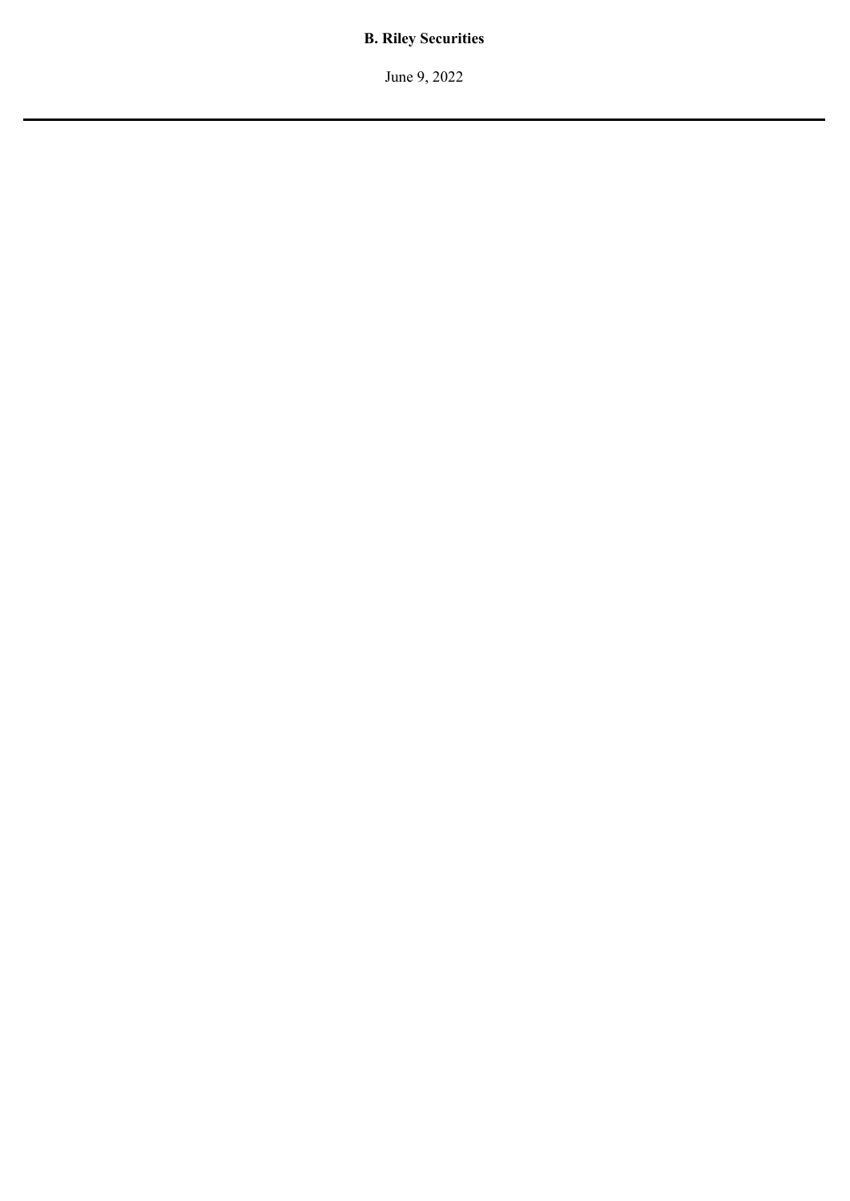**B. Riley Securities**

June 9, 2022

---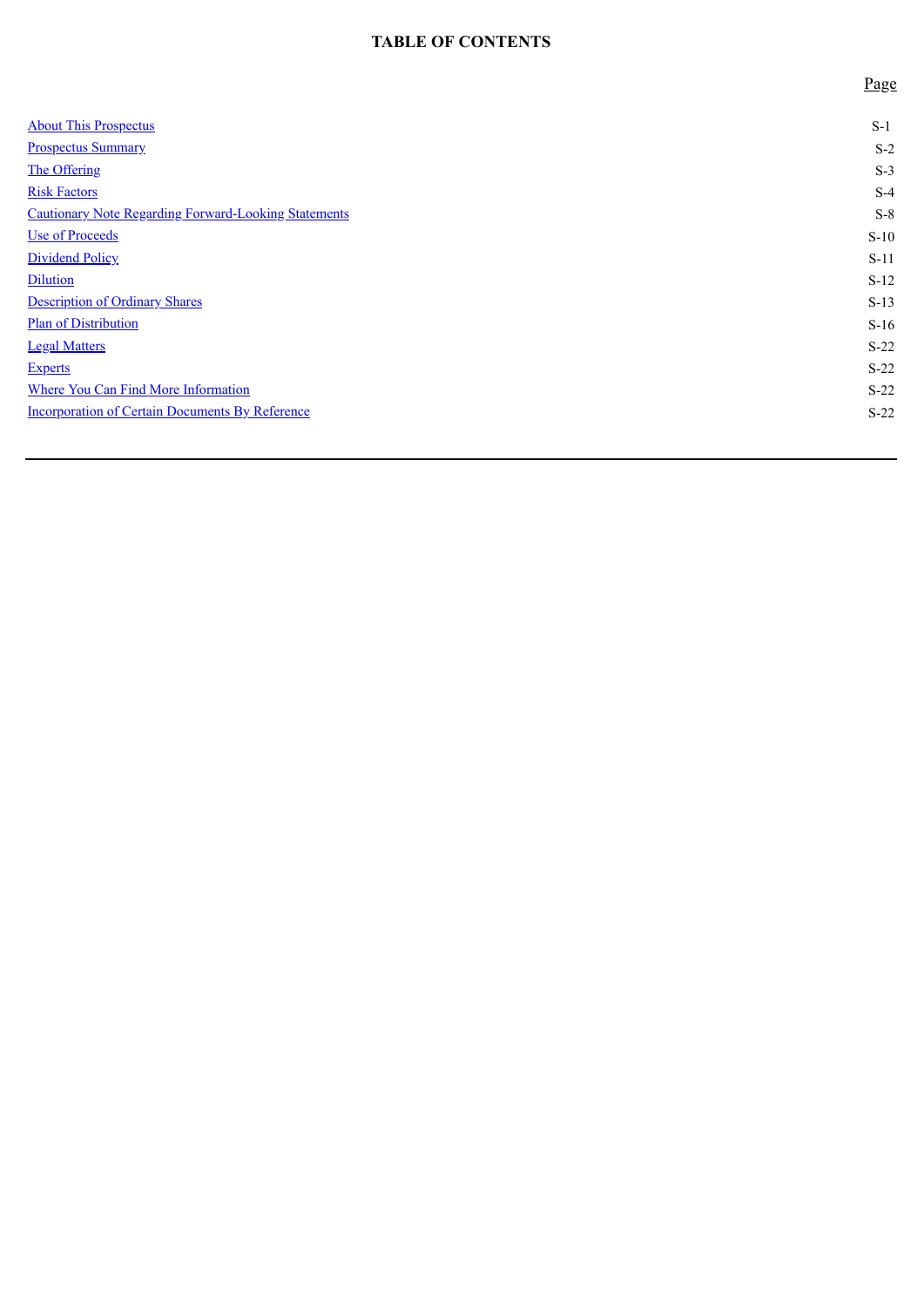## TABLE OF CONTENTS

| | Page |
|---|---|
| About This Prospectus | S-1 |
| Prospectus Summary | S-2 |
| The Offering | S-3 |
| Risk Factors | S-4 |
| Cautionary Note Regarding Forward-Looking Statements | S-8 |
| Use of Proceeds | S-10 |
| Dividend Policy | S-11 |
| Dilution | S-12 |
| Description of Ordinary Shares | S-13 |
| Plan of Distribution | S-16 |
| Legal Matters | S-22 |
| Experts | S-22 |
| Where You Can Find More Information | S-22 |
| Incorporation of Certain Documents By Reference | S-22 |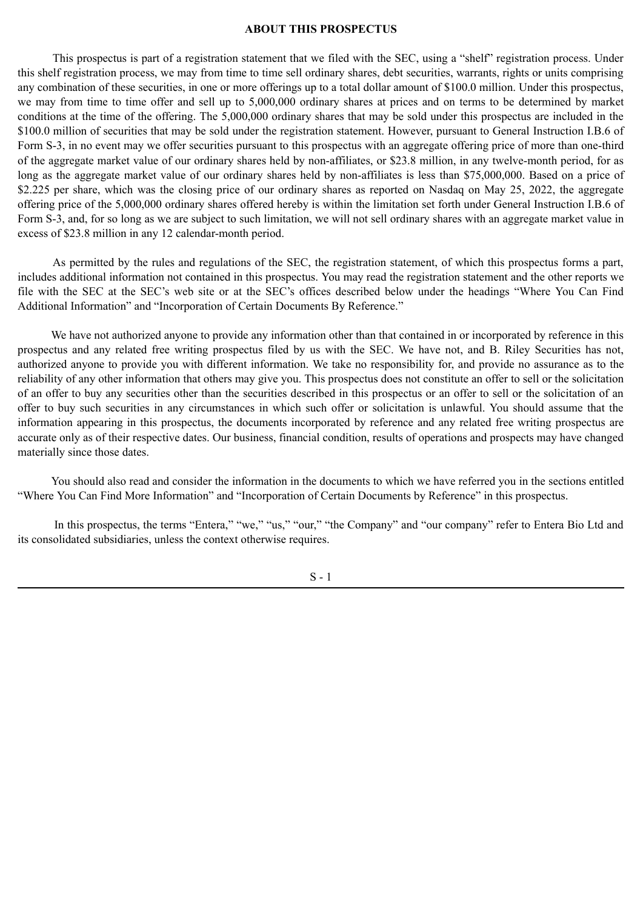## ABOUT THIS PROSPECTUS

This prospectus is part of a registration statement that we filed with the SEC, using a "shelf" registration process. Under this shelf registration process, we may from time to time sell ordinary shares, debt securities, warrants, rights or units comprising any combination of these securities, in one or more offerings up to a total dollar amount of $100.0 million. Under this prospectus, we may from time to time offer and sell up to 5,000,000 ordinary shares at prices and on terms to be determined by market conditions at the time of the offering. The 5,000,000 ordinary shares that may be sold under this prospectus are included in the $100.0 million of securities that may be sold under the registration statement. However, pursuant to General Instruction I.B.6 of Form S-3, in no event may we offer securities pursuant to this prospectus with an aggregate offering price of more than one-third of the aggregate market value of our ordinary shares held by non-affiliates, or $23.8 million, in any twelve-month period, for as long as the aggregate market value of our ordinary shares held by non-affiliates is less than $75,000,000. Based on a price of $2.225 per share, which was the closing price of our ordinary shares as reported on Nasdaq on May 25, 2022, the aggregate offering price of the 5,000,000 ordinary shares offered hereby is within the limitation set forth under General Instruction I.B.6 of Form S-3, and, for so long as we are subject to such limitation, we will not sell ordinary shares with an aggregate market value in excess of $23.8 million in any 12 calendar-month period.

As permitted by the rules and regulations of the SEC, the registration statement, of which this prospectus forms a part, includes additional information not contained in this prospectus. You may read the registration statement and the other reports we file with the SEC at the SEC's web site or at the SEC's offices described below under the headings "Where You Can Find Additional Information" and "Incorporation of Certain Documents By Reference."

We have not authorized anyone to provide any information other than that contained in or incorporated by reference in this prospectus and any related free writing prospectus filed by us with the SEC. We have not, and B. Riley Securities has not, authorized anyone to provide you with different information. We take no responsibility for, and provide no assurance as to the reliability of any other information that others may give you. This prospectus does not constitute an offer to sell or the solicitation of an offer to buy any securities other than the securities described in this prospectus or an offer to sell or the solicitation of an offer to buy such securities in any circumstances in which such offer or solicitation is unlawful. You should assume that the information appearing in this prospectus, the documents incorporated by reference and any related free writing prospectus are accurate only as of their respective dates. Our business, financial condition, results of operations and prospects may have changed materially since those dates.

You should also read and consider the information in the documents to which we have referred you in the sections entitled "Where You Can Find More Information" and "Incorporation of Certain Documents by Reference" in this prospectus.

In this prospectus, the terms "Entera," "we," "us," "our," "the Company" and "our company" refer to Entera Bio Ltd and its consolidated subsidiaries, unless the context otherwise requires.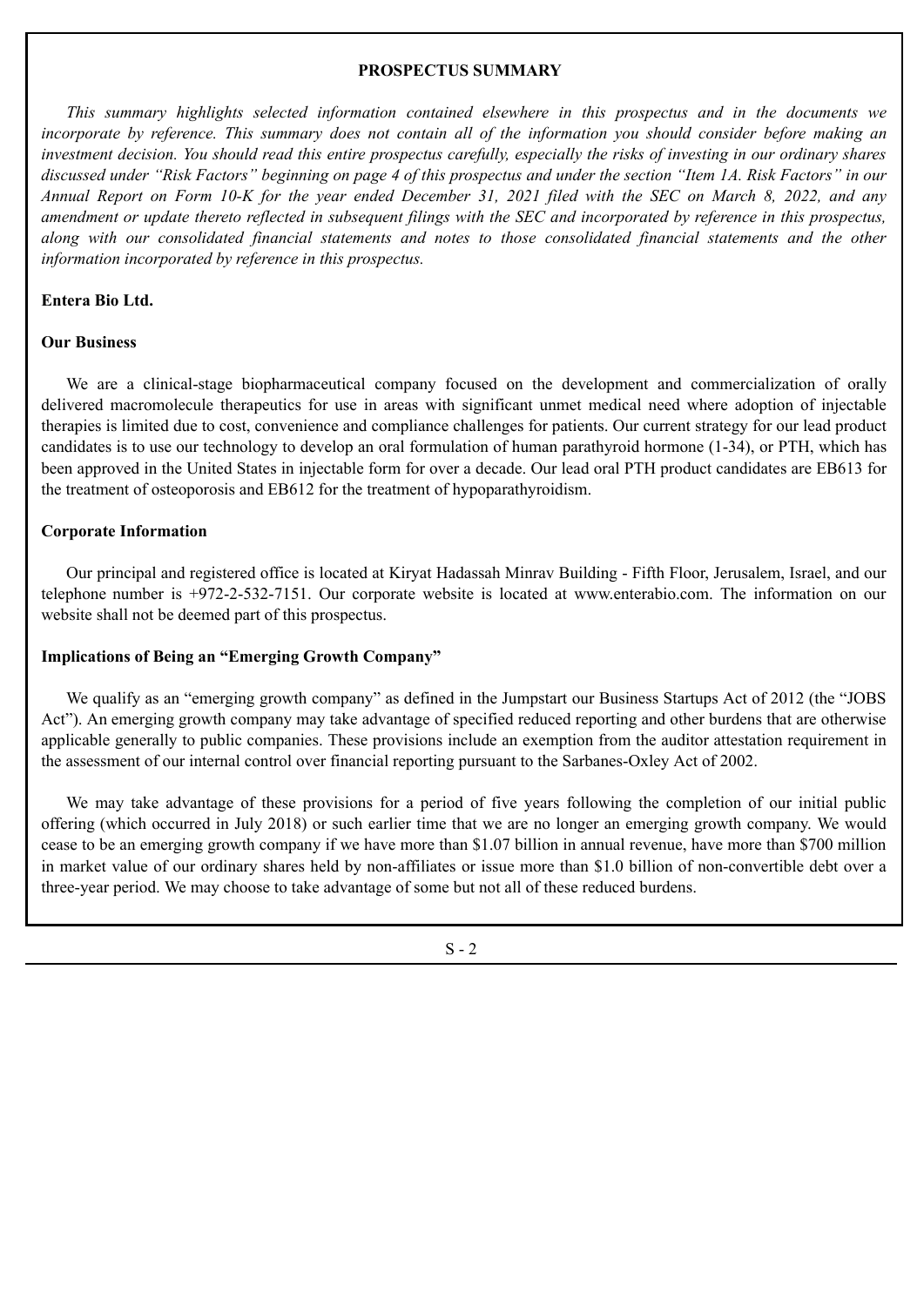## PROSPECTUS SUMMARY

*This summary highlights selected information contained elsewhere in this prospectus and in the documents we incorporate by reference. This summary does not contain all of the information you should consider before making an investment decision. You should read this entire prospectus carefully, especially the risks of investing in our ordinary shares discussed under "Risk Factors" beginning on page 4 of this prospectus and under the section "Item 1A. Risk Factors" in our Annual Report on Form 10-K for the year ended December 31, 2021 filed with the SEC on March 8, 2022, and any amendment or update thereto reflected in subsequent filings with the SEC and incorporated by reference in this prospectus, along with our consolidated financial statements and notes to those consolidated financial statements and the other information incorporated by reference in this prospectus.*

### Entera Bio Ltd.

### Our Business

We are a clinical-stage biopharmaceutical company focused on the development and commercialization of orally delivered macromolecule therapeutics for use in areas with significant unmet medical need where adoption of injectable therapies is limited due to cost, convenience and compliance challenges for patients. Our current strategy for our lead product candidates is to use our technology to develop an oral formulation of human parathyroid hormone (1-34), or PTH, which has been approved in the United States in injectable form for over a decade. Our lead oral PTH product candidates are EB613 for the treatment of osteoporosis and EB612 for the treatment of hypoparathyroidism.

### Corporate Information

Our principal and registered office is located at Kiryat Hadassah Minrav Building - Fifth Floor, Jerusalem, Israel, and our telephone number is +972-2-532-7151. Our corporate website is located at www.enterabio.com. The information on our website shall not be deemed part of this prospectus.

### Implications of Being an "Emerging Growth Company"

We qualify as an "emerging growth company" as defined in the Jumpstart our Business Startups Act of 2012 (the "JOBS Act"). An emerging growth company may take advantage of specified reduced reporting and other burdens that are otherwise applicable generally to public companies. These provisions include an exemption from the auditor attestation requirement in the assessment of our internal control over financial reporting pursuant to the Sarbanes-Oxley Act of 2002.

We may take advantage of these provisions for a period of five years following the completion of our initial public offering (which occurred in July 2018) or such earlier time that we are no longer an emerging growth company. We would cease to be an emerging growth company if we have more than $1.07 billion in annual revenue, have more than $700 million in market value of our ordinary shares held by non-affiliates or issue more than $1.0 billion of non-convertible debt over a three-year period. We may choose to take advantage of some but not all of these reduced burdens.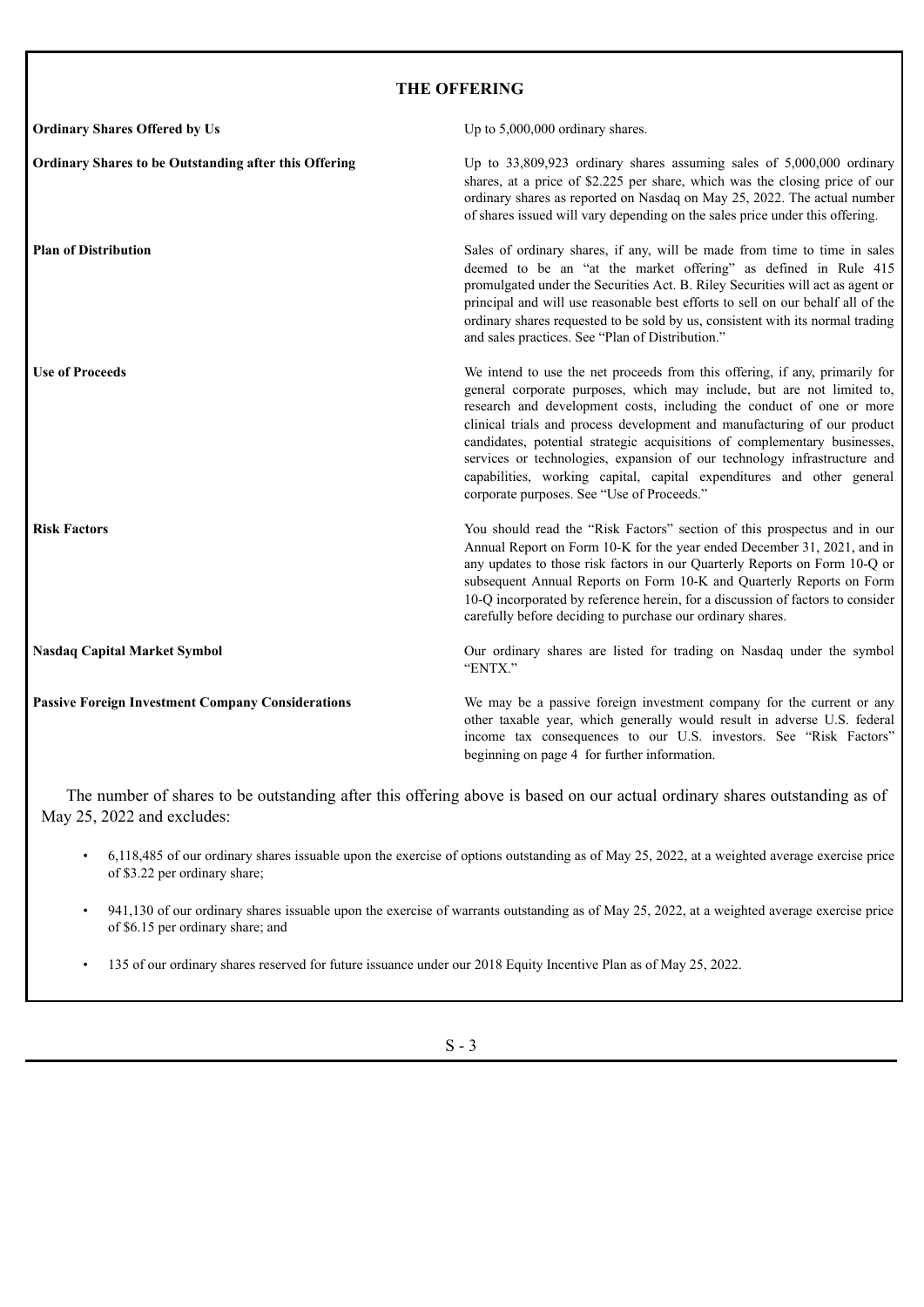## THE OFFERING

| | |
|---|---|
| **Ordinary Shares Offered by Us** | Up to 5,000,000 ordinary shares. |
| **Ordinary Shares to be Outstanding after this Offering** | Up to 33,809,923 ordinary shares assuming sales of 5,000,000 ordinary shares, at a price of $2.225 per share, which was the closing price of our ordinary shares as reported on Nasdaq on May 25, 2022. The actual number of shares issued will vary depending on the sales price under this offering. |
| **Plan of Distribution** | Sales of ordinary shares, if any, will be made from time to time in sales deemed to be an "at the market offering" as defined in Rule 415 promulgated under the Securities Act. B. Riley Securities will act as agent or principal and will use reasonable best efforts to sell on our behalf all of the ordinary shares requested to be sold by us, consistent with its normal trading and sales practices. See "Plan of Distribution." |
| **Use of Proceeds** | We intend to use the net proceeds from this offering, if any, primarily for general corporate purposes, which may include, but are not limited to, research and development costs, including the conduct of one or more clinical trials and process development and manufacturing of our product candidates, potential strategic acquisitions of complementary businesses, services or technologies, expansion of our technology infrastructure and capabilities, working capital, capital expenditures and other general corporate purposes. See "Use of Proceeds." |
| **Risk Factors** | You should read the "Risk Factors" section of this prospectus and in our Annual Report on Form 10-K for the year ended December 31, 2021, and in any updates to those risk factors in our Quarterly Reports on Form 10-Q or subsequent Annual Reports on Form 10-K and Quarterly Reports on Form 10-Q incorporated by reference herein, for a discussion of factors to consider carefully before deciding to purchase our ordinary shares. |
| **Nasdaq Capital Market Symbol** | Our ordinary shares are listed for trading on Nasdaq under the symbol "ENTX." |
| **Passive Foreign Investment Company Considerations** | We may be a passive foreign investment company for the current or any other taxable year, which generally would result in adverse U.S. federal income tax consequences to our U.S. investors. See "Risk Factors" beginning on page 4 for further information. |

The number of shares to be outstanding after this offering above is based on our actual ordinary shares outstanding as of May 25, 2022 and excludes:

- 6,118,485 of our ordinary shares issuable upon the exercise of options outstanding as of May 25, 2022, at a weighted average exercise price of $3.22 per ordinary share;
- 941,130 of our ordinary shares issuable upon the exercise of warrants outstanding as of May 25, 2022, at a weighted average exercise price of $6.15 per ordinary share; and
- 135 of our ordinary shares reserved for future issuance under our 2018 Equity Incentive Plan as of May 25, 2022.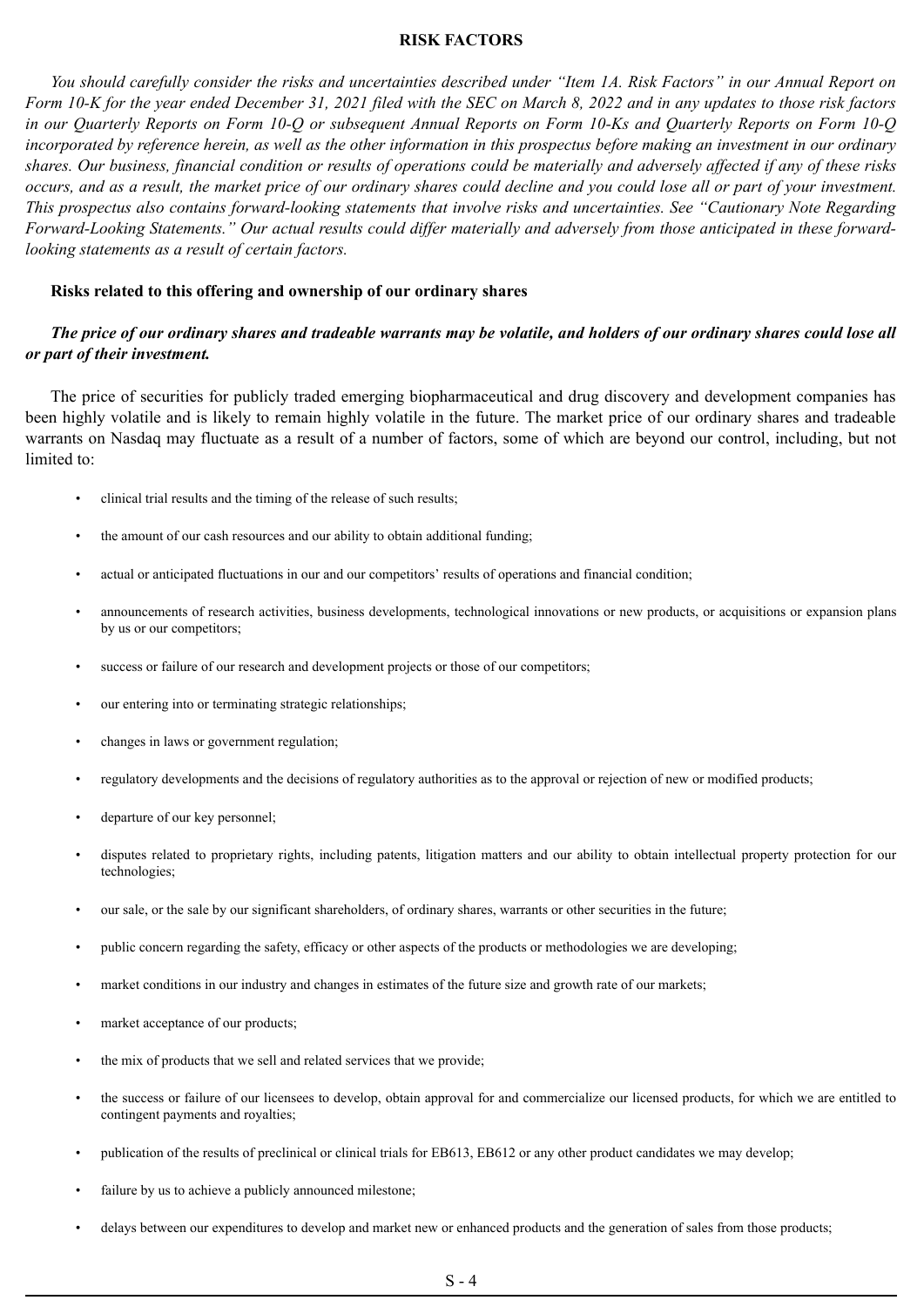# RISK FACTORS

*You should carefully consider the risks and uncertainties described under "Item 1A. Risk Factors" in our Annual Report on Form 10-K for the year ended December 31, 2021 filed with the SEC on March 8, 2022 and in any updates to those risk factors in our Quarterly Reports on Form 10-Q or subsequent Annual Reports on Form 10-Ks and Quarterly Reports on Form 10-Q incorporated by reference herein, as well as the other information in this prospectus before making an investment in our ordinary shares. Our business, financial condition or results of operations could be materially and adversely affected if any of these risks occurs, and as a result, the market price of our ordinary shares could decline and you could lose all or part of your investment. This prospectus also contains forward-looking statements that involve risks and uncertainties. See "Cautionary Note Regarding Forward-Looking Statements." Our actual results could differ materially and adversely from those anticipated in these forward-looking statements as a result of certain factors.*

## Risks related to this offering and ownership of our ordinary shares

***The price of our ordinary shares and tradeable warrants may be volatile, and holders of our ordinary shares could lose all or part of their investment.***

The price of securities for publicly traded emerging biopharmaceutical and drug discovery and development companies has been highly volatile and is likely to remain highly volatile in the future. The market price of our ordinary shares and tradeable warrants on Nasdaq may fluctuate as a result of a number of factors, some of which are beyond our control, including, but not limited to:

- clinical trial results and the timing of the release of such results;
- the amount of our cash resources and our ability to obtain additional funding;
- actual or anticipated fluctuations in our and our competitors' results of operations and financial condition;
- announcements of research activities, business developments, technological innovations or new products, or acquisitions or expansion plans by us or our competitors;
- success or failure of our research and development projects or those of our competitors;
- our entering into or terminating strategic relationships;
- changes in laws or government regulation;
- regulatory developments and the decisions of regulatory authorities as to the approval or rejection of new or modified products;
- departure of our key personnel;
- disputes related to proprietary rights, including patents, litigation matters and our ability to obtain intellectual property protection for our technologies;
- our sale, or the sale by our significant shareholders, of ordinary shares, warrants or other securities in the future;
- public concern regarding the safety, efficacy or other aspects of the products or methodologies we are developing;
- market conditions in our industry and changes in estimates of the future size and growth rate of our markets;
- market acceptance of our products;
- the mix of products that we sell and related services that we provide;
- the success or failure of our licensees to develop, obtain approval for and commercialize our licensed products, for which we are entitled to contingent payments and royalties;
- publication of the results of preclinical or clinical trials for EB613, EB612 or any other product candidates we may develop;
- failure by us to achieve a publicly announced milestone;
- delays between our expenditures to develop and market new or enhanced products and the generation of sales from those products;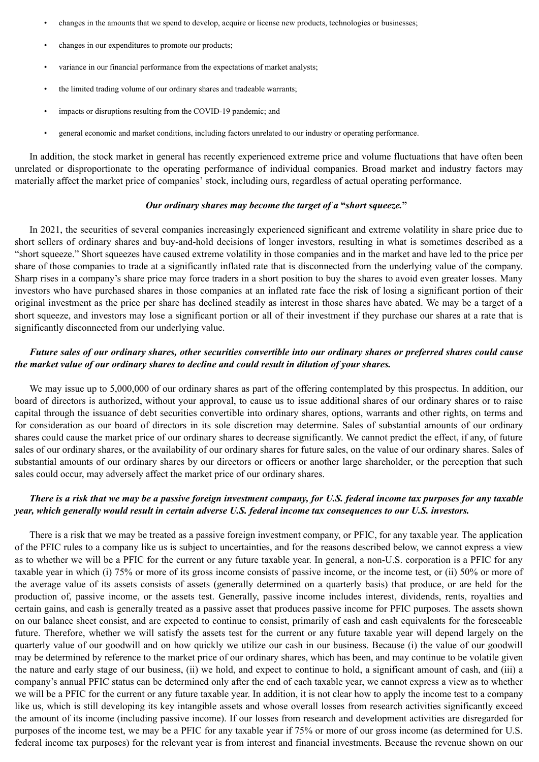- changes in the amounts that we spend to develop, acquire or license new products, technologies or businesses;
- changes in our expenditures to promote our products;
- variance in our financial performance from the expectations of market analysts;
- the limited trading volume of our ordinary shares and tradeable warrants;
- impacts or disruptions resulting from the COVID-19 pandemic; and
- general economic and market conditions, including factors unrelated to our industry or operating performance.

In addition, the stock market in general has recently experienced extreme price and volume fluctuations that have often been unrelated or disproportionate to the operating performance of individual companies. Broad market and industry factors may materially affect the market price of companies' stock, including ours, regardless of actual operating performance.

***Our ordinary shares may become the target of a "short squeeze."***

In 2021, the securities of several companies increasingly experienced significant and extreme volatility in share price due to short sellers of ordinary shares and buy-and-hold decisions of longer investors, resulting in what is sometimes described as a "short squeeze." Short squeezes have caused extreme volatility in those companies and in the market and have led to the price per share of those companies to trade at a significantly inflated rate that is disconnected from the underlying value of the company. Sharp rises in a company's share price may force traders in a short position to buy the shares to avoid even greater losses. Many investors who have purchased shares in those companies at an inflated rate face the risk of losing a significant portion of their original investment as the price per share has declined steadily as interest in those shares have abated. We may be a target of a short squeeze, and investors may lose a significant portion or all of their investment if they purchase our shares at a rate that is significantly disconnected from our underlying value.

***Future sales of our ordinary shares, other securities convertible into our ordinary shares or preferred shares could cause the market value of our ordinary shares to decline and could result in dilution of your shares.***

We may issue up to 5,000,000 of our ordinary shares as part of the offering contemplated by this prospectus. In addition, our board of directors is authorized, without your approval, to cause us to issue additional shares of our ordinary shares or to raise capital through the issuance of debt securities convertible into ordinary shares, options, warrants and other rights, on terms and for consideration as our board of directors in its sole discretion may determine. Sales of substantial amounts of our ordinary shares could cause the market price of our ordinary shares to decrease significantly. We cannot predict the effect, if any, of future sales of our ordinary shares, or the availability of our ordinary shares for future sales, on the value of our ordinary shares. Sales of substantial amounts of our ordinary shares by our directors or officers or another large shareholder, or the perception that such sales could occur, may adversely affect the market price of our ordinary shares.

***There is a risk that we may be a passive foreign investment company, for U.S. federal income tax purposes for any taxable year, which generally would result in certain adverse U.S. federal income tax consequences to our U.S. investors.***

There is a risk that we may be treated as a passive foreign investment company, or PFIC, for any taxable year. The application of the PFIC rules to a company like us is subject to uncertainties, and for the reasons described below, we cannot express a view as to whether we will be a PFIC for the current or any future taxable year. In general, a non-U.S. corporation is a PFIC for any taxable year in which (i) 75% or more of its gross income consists of passive income, or the income test, or (ii) 50% or more of the average value of its assets consists of assets (generally determined on a quarterly basis) that produce, or are held for the production of, passive income, or the assets test. Generally, passive income includes interest, dividends, rents, royalties and certain gains, and cash is generally treated as a passive asset that produces passive income for PFIC purposes. The assets shown on our balance sheet consist, and are expected to continue to consist, primarily of cash and cash equivalents for the foreseeable future. Therefore, whether we will satisfy the assets test for the current or any future taxable year will depend largely on the quarterly value of our goodwill and on how quickly we utilize our cash in our business. Because (i) the value of our goodwill may be determined by reference to the market price of our ordinary shares, which has been, and may continue to be volatile given the nature and early stage of our business, (ii) we hold, and expect to continue to hold, a significant amount of cash, and (iii) a company's annual PFIC status can be determined only after the end of each taxable year, we cannot express a view as to whether we will be a PFIC for the current or any future taxable year. In addition, it is not clear how to apply the income test to a company like us, which is still developing its key intangible assets and whose overall losses from research activities significantly exceed the amount of its income (including passive income). If our losses from research and development activities are disregarded for purposes of the income test, we may be a PFIC for any taxable year if 75% or more of our gross income (as determined for U.S. federal income tax purposes) for the relevant year is from interest and financial investments. Because the revenue shown on our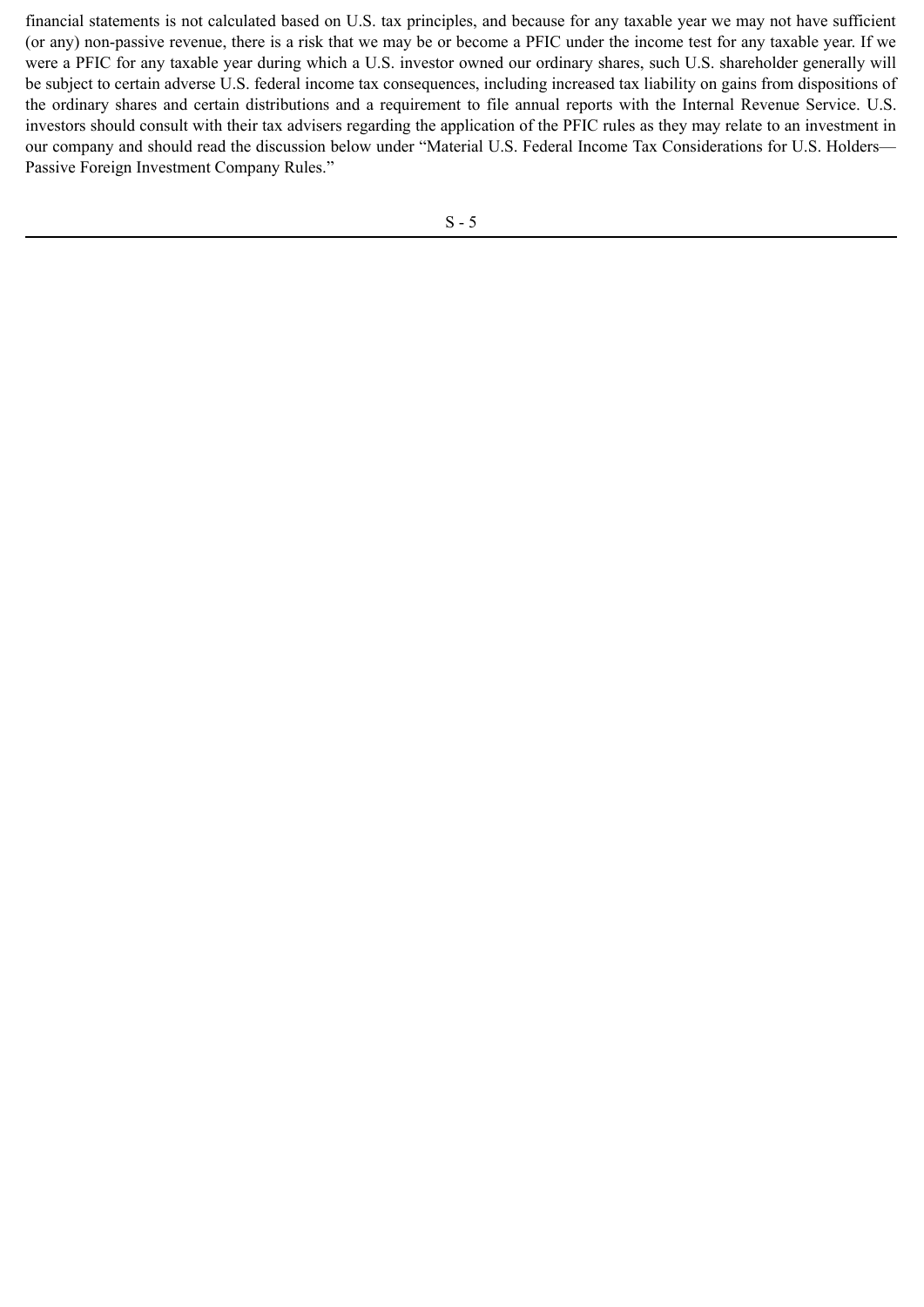financial statements is not calculated based on U.S. tax principles, and because for any taxable year we may not have sufficient (or any) non-passive revenue, there is a risk that we may be or become a PFIC under the income test for any taxable year. If we were a PFIC for any taxable year during which a U.S. investor owned our ordinary shares, such U.S. shareholder generally will be subject to certain adverse U.S. federal income tax consequences, including increased tax liability on gains from dispositions of the ordinary shares and certain distributions and a requirement to file annual reports with the Internal Revenue Service. U.S. investors should consult with their tax advisers regarding the application of the PFIC rules as they may relate to an investment in our company and should read the discussion below under "Material U.S. Federal Income Tax Considerations for U.S. Holders—Passive Foreign Investment Company Rules."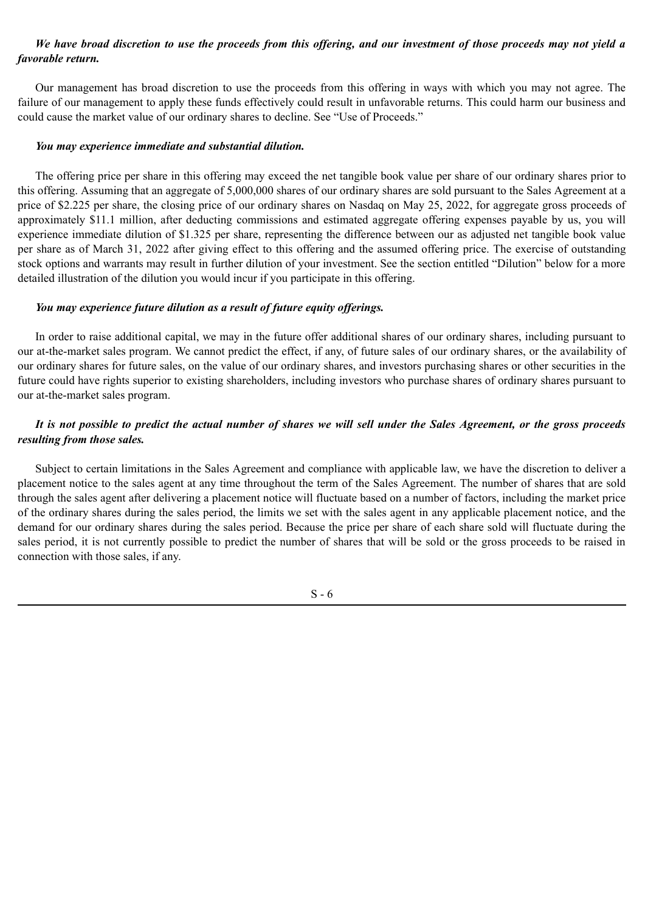***We have broad discretion to use the proceeds from this offering, and our investment of those proceeds may not yield a favorable return.***

Our management has broad discretion to use the proceeds from this offering in ways with which you may not agree. The failure of our management to apply these funds effectively could result in unfavorable returns. This could harm our business and could cause the market value of our ordinary shares to decline. See "Use of Proceeds."

***You may experience immediate and substantial dilution.***

The offering price per share in this offering may exceed the net tangible book value per share of our ordinary shares prior to this offering. Assuming that an aggregate of 5,000,000 shares of our ordinary shares are sold pursuant to the Sales Agreement at a price of $2.225 per share, the closing price of our ordinary shares on Nasdaq on May 25, 2022, for aggregate gross proceeds of approximately $11.1 million, after deducting commissions and estimated aggregate offering expenses payable by us, you will experience immediate dilution of $1.325 per share, representing the difference between our as adjusted net tangible book value per share as of March 31, 2022 after giving effect to this offering and the assumed offering price. The exercise of outstanding stock options and warrants may result in further dilution of your investment. See the section entitled "Dilution" below for a more detailed illustration of the dilution you would incur if you participate in this offering.

***You may experience future dilution as a result of future equity offerings.***

In order to raise additional capital, we may in the future offer additional shares of our ordinary shares, including pursuant to our at-the-market sales program. We cannot predict the effect, if any, of future sales of our ordinary shares, or the availability of our ordinary shares for future sales, on the value of our ordinary shares, and investors purchasing shares or other securities in the future could have rights superior to existing shareholders, including investors who purchase shares of ordinary shares pursuant to our at-the-market sales program.

***It is not possible to predict the actual number of shares we will sell under the Sales Agreement, or the gross proceeds resulting from those sales.***

Subject to certain limitations in the Sales Agreement and compliance with applicable law, we have the discretion to deliver a placement notice to the sales agent at any time throughout the term of the Sales Agreement. The number of shares that are sold through the sales agent after delivering a placement notice will fluctuate based on a number of factors, including the market price of the ordinary shares during the sales period, the limits we set with the sales agent in any applicable placement notice, and the demand for our ordinary shares during the sales period. Because the price per share of each share sold will fluctuate during the sales period, it is not currently possible to predict the number of shares that will be sold or the gross proceeds to be raised in connection with those sales, if any.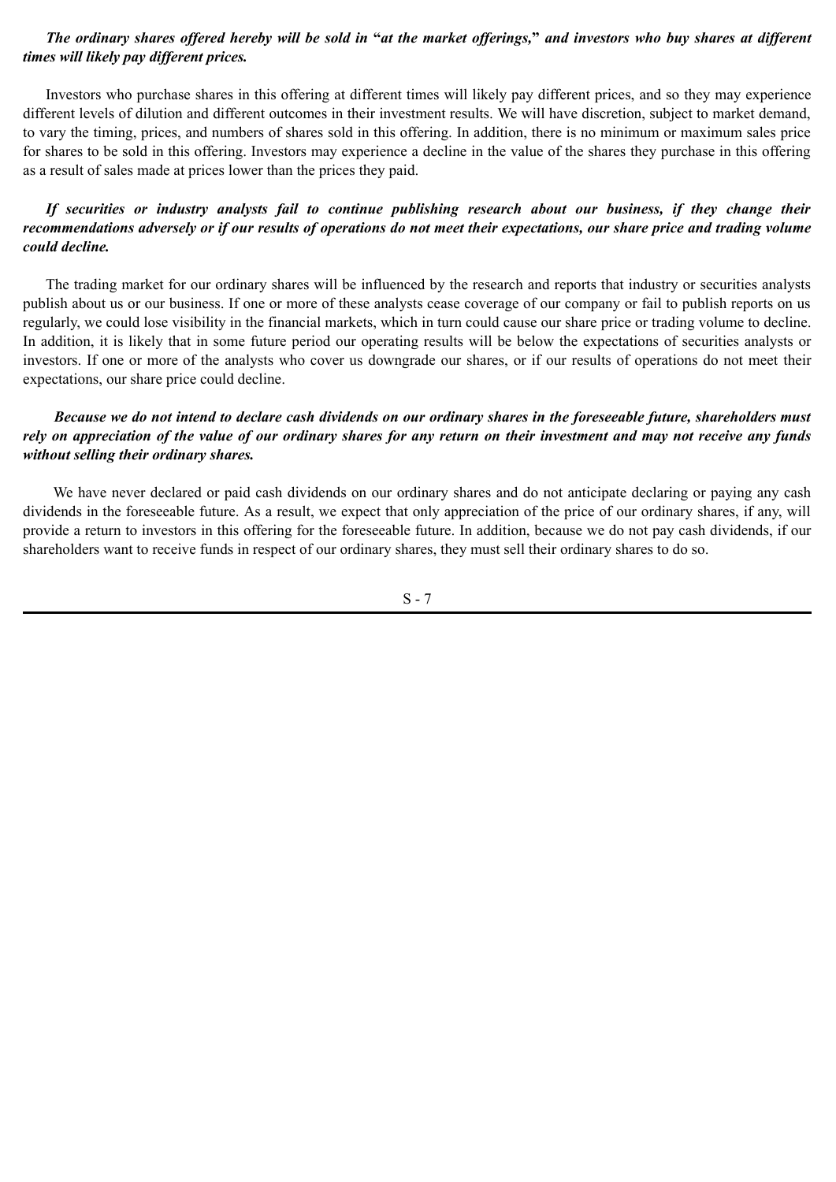***The ordinary shares offered hereby will be sold in "at the market offerings," and investors who buy shares at different times will likely pay different prices.***

Investors who purchase shares in this offering at different times will likely pay different prices, and so they may experience different levels of dilution and different outcomes in their investment results. We will have discretion, subject to market demand, to vary the timing, prices, and numbers of shares sold in this offering. In addition, there is no minimum or maximum sales price for shares to be sold in this offering. Investors may experience a decline in the value of the shares they purchase in this offering as a result of sales made at prices lower than the prices they paid.

***If securities or industry analysts fail to continue publishing research about our business, if they change their recommendations adversely or if our results of operations do not meet their expectations, our share price and trading volume could decline.***

The trading market for our ordinary shares will be influenced by the research and reports that industry or securities analysts publish about us or our business. If one or more of these analysts cease coverage of our company or fail to publish reports on us regularly, we could lose visibility in the financial markets, which in turn could cause our share price or trading volume to decline. In addition, it is likely that in some future period our operating results will be below the expectations of securities analysts or investors. If one or more of the analysts who cover us downgrade our shares, or if our results of operations do not meet their expectations, our share price could decline.

***Because we do not intend to declare cash dividends on our ordinary shares in the foreseeable future, shareholders must rely on appreciation of the value of our ordinary shares for any return on their investment and may not receive any funds without selling their ordinary shares.***

We have never declared or paid cash dividends on our ordinary shares and do not anticipate declaring or paying any cash dividends in the foreseeable future. As a result, we expect that only appreciation of the price of our ordinary shares, if any, will provide a return to investors in this offering for the foreseeable future. In addition, because we do not pay cash dividends, if our shareholders want to receive funds in respect of our ordinary shares, they must sell their ordinary shares to do so.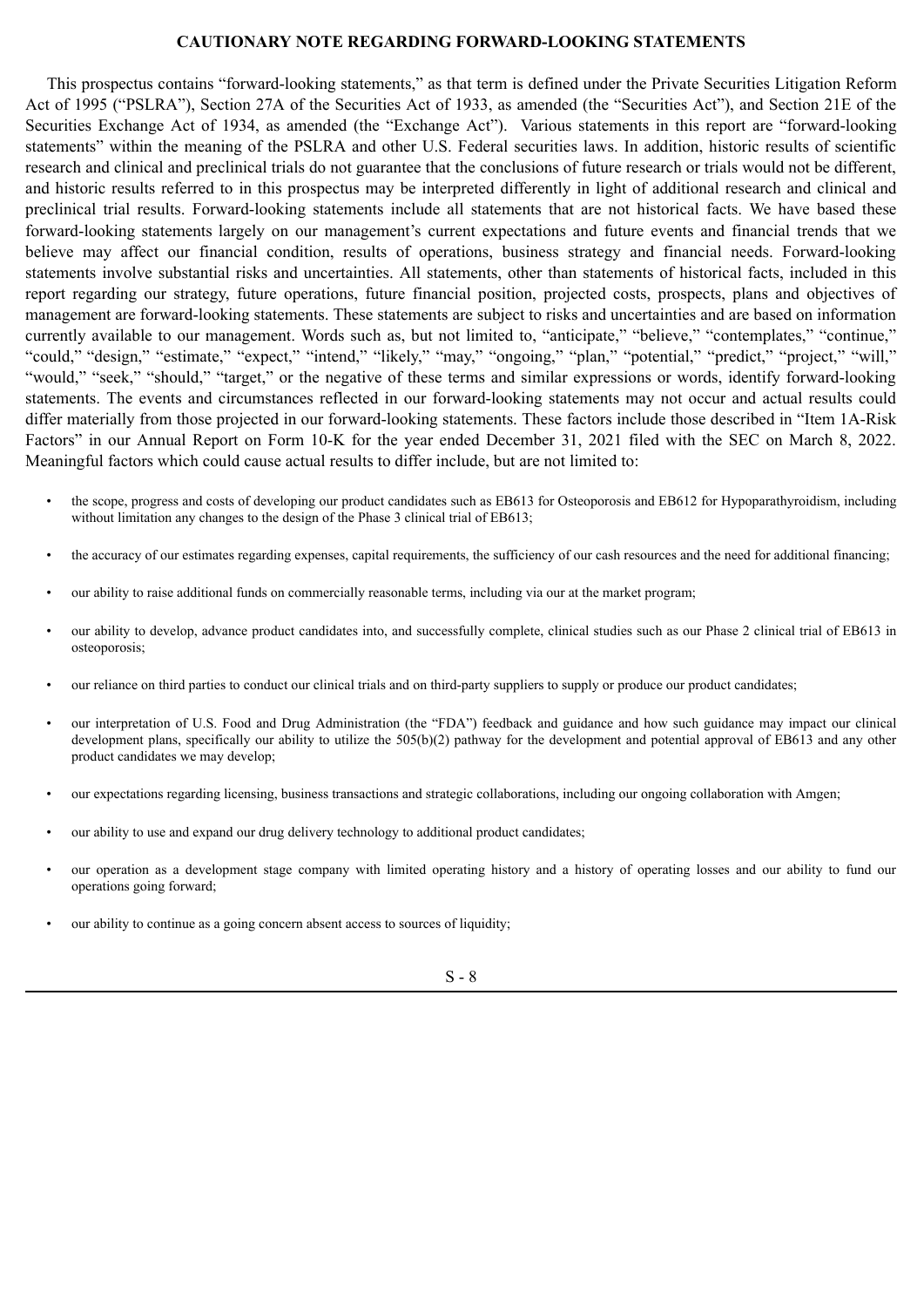## CAUTIONARY NOTE REGARDING FORWARD-LOOKING STATEMENTS

This prospectus contains "forward-looking statements," as that term is defined under the Private Securities Litigation Reform Act of 1995 ("PSLRA"), Section 27A of the Securities Act of 1933, as amended (the "Securities Act"), and Section 21E of the Securities Exchange Act of 1934, as amended (the "Exchange Act"). Various statements in this report are "forward-looking statements" within the meaning of the PSLRA and other U.S. Federal securities laws. In addition, historic results of scientific research and clinical and preclinical trials do not guarantee that the conclusions of future research or trials would not be different, and historic results referred to in this prospectus may be interpreted differently in light of additional research and clinical and preclinical trial results. Forward-looking statements include all statements that are not historical facts. We have based these forward-looking statements largely on our management's current expectations and future events and financial trends that we believe may affect our financial condition, results of operations, business strategy and financial needs. Forward-looking statements involve substantial risks and uncertainties. All statements, other than statements of historical facts, included in this report regarding our strategy, future operations, future financial position, projected costs, prospects, plans and objectives of management are forward-looking statements. These statements are subject to risks and uncertainties and are based on information currently available to our management. Words such as, but not limited to, "anticipate," "believe," "contemplates," "continue," "could," "design," "estimate," "expect," "intend," "likely," "may," "ongoing," "plan," "potential," "predict," "project," "will," "would," "seek," "should," "target," or the negative of these terms and similar expressions or words, identify forward-looking statements. The events and circumstances reflected in our forward-looking statements may not occur and actual results could differ materially from those projected in our forward-looking statements. These factors include those described in "Item 1A-Risk Factors" in our Annual Report on Form 10-K for the year ended December 31, 2021 filed with the SEC on March 8, 2022. Meaningful factors which could cause actual results to differ include, but are not limited to:

- the scope, progress and costs of developing our product candidates such as EB613 for Osteoporosis and EB612 for Hypoparathyroidism, including without limitation any changes to the design of the Phase 3 clinical trial of EB613;
- the accuracy of our estimates regarding expenses, capital requirements, the sufficiency of our cash resources and the need for additional financing;
- our ability to raise additional funds on commercially reasonable terms, including via our at the market program;
- our ability to develop, advance product candidates into, and successfully complete, clinical studies such as our Phase 2 clinical trial of EB613 in osteoporosis;
- our reliance on third parties to conduct our clinical trials and on third-party suppliers to supply or produce our product candidates;
- our interpretation of U.S. Food and Drug Administration (the "FDA") feedback and guidance and how such guidance may impact our clinical development plans, specifically our ability to utilize the 505(b)(2) pathway for the development and potential approval of EB613 and any other product candidates we may develop;
- our expectations regarding licensing, business transactions and strategic collaborations, including our ongoing collaboration with Amgen;
- our ability to use and expand our drug delivery technology to additional product candidates;
- our operation as a development stage company with limited operating history and a history of operating losses and our ability to fund our operations going forward;
- our ability to continue as a going concern absent access to sources of liquidity;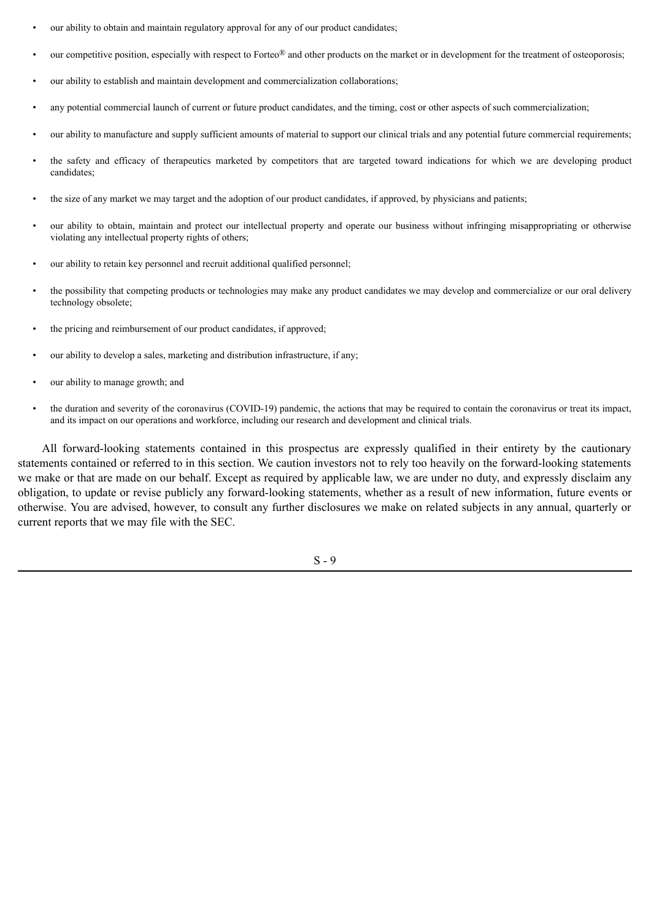- our ability to obtain and maintain regulatory approval for any of our product candidates;
- our competitive position, especially with respect to Forteo® and other products on the market or in development for the treatment of osteoporosis;
- our ability to establish and maintain development and commercialization collaborations;
- any potential commercial launch of current or future product candidates, and the timing, cost or other aspects of such commercialization;
- our ability to manufacture and supply sufficient amounts of material to support our clinical trials and any potential future commercial requirements;
- the safety and efficacy of therapeutics marketed by competitors that are targeted toward indications for which we are developing product candidates;
- the size of any market we may target and the adoption of our product candidates, if approved, by physicians and patients;
- our ability to obtain, maintain and protect our intellectual property and operate our business without infringing misappropriating or otherwise violating any intellectual property rights of others;
- our ability to retain key personnel and recruit additional qualified personnel;
- the possibility that competing products or technologies may make any product candidates we may develop and commercialize or our oral delivery technology obsolete;
- the pricing and reimbursement of our product candidates, if approved;
- our ability to develop a sales, marketing and distribution infrastructure, if any;
- our ability to manage growth; and
- the duration and severity of the coronavirus (COVID-19) pandemic, the actions that may be required to contain the coronavirus or treat its impact, and its impact on our operations and workforce, including our research and development and clinical trials.

All forward-looking statements contained in this prospectus are expressly qualified in their entirety by the cautionary statements contained or referred to in this section. We caution investors not to rely too heavily on the forward-looking statements we make or that are made on our behalf. Except as required by applicable law, we are under no duty, and expressly disclaim any obligation, to update or revise publicly any forward-looking statements, whether as a result of new information, future events or otherwise. You are advised, however, to consult any further disclosures we make on related subjects in any annual, quarterly or current reports that we may file with the SEC.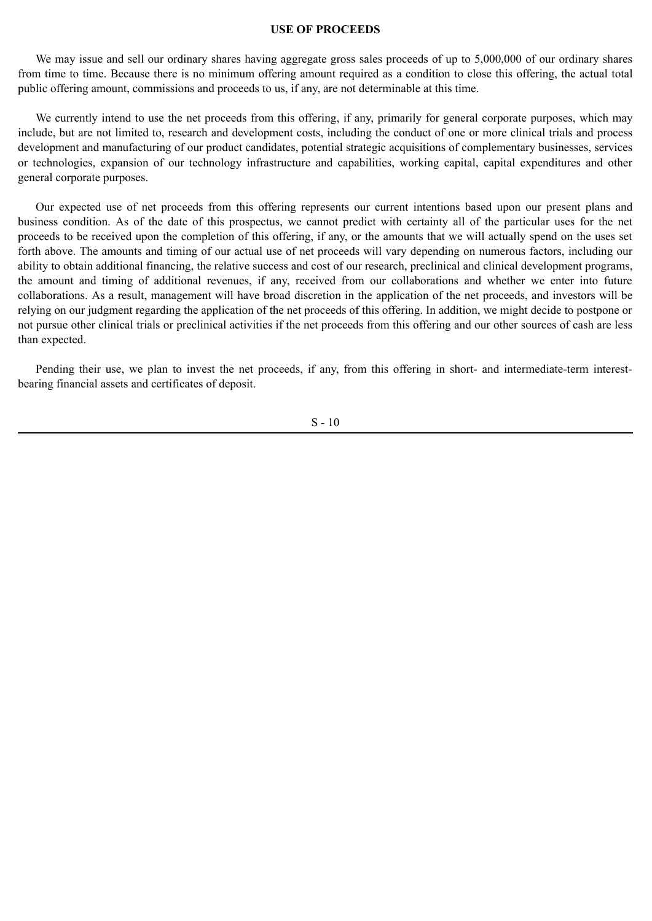# USE OF PROCEEDS

We may issue and sell our ordinary shares having aggregate gross sales proceeds of up to 5,000,000 of our ordinary shares from time to time. Because there is no minimum offering amount required as a condition to close this offering, the actual total public offering amount, commissions and proceeds to us, if any, are not determinable at this time.

We currently intend to use the net proceeds from this offering, if any, primarily for general corporate purposes, which may include, but are not limited to, research and development costs, including the conduct of one or more clinical trials and process development and manufacturing of our product candidates, potential strategic acquisitions of complementary businesses, services or technologies, expansion of our technology infrastructure and capabilities, working capital, capital expenditures and other general corporate purposes.

Our expected use of net proceeds from this offering represents our current intentions based upon our present plans and business condition. As of the date of this prospectus, we cannot predict with certainty all of the particular uses for the net proceeds to be received upon the completion of this offering, if any, or the amounts that we will actually spend on the uses set forth above. The amounts and timing of our actual use of net proceeds will vary depending on numerous factors, including our ability to obtain additional financing, the relative success and cost of our research, preclinical and clinical development programs, the amount and timing of additional revenues, if any, received from our collaborations and whether we enter into future collaborations. As a result, management will have broad discretion in the application of the net proceeds, and investors will be relying on our judgment regarding the application of the net proceeds of this offering. In addition, we might decide to postpone or not pursue other clinical trials or preclinical activities if the net proceeds from this offering and our other sources of cash are less than expected.

Pending their use, we plan to invest the net proceeds, if any, from this offering in short- and intermediate-term interest-bearing financial assets and certificates of deposit.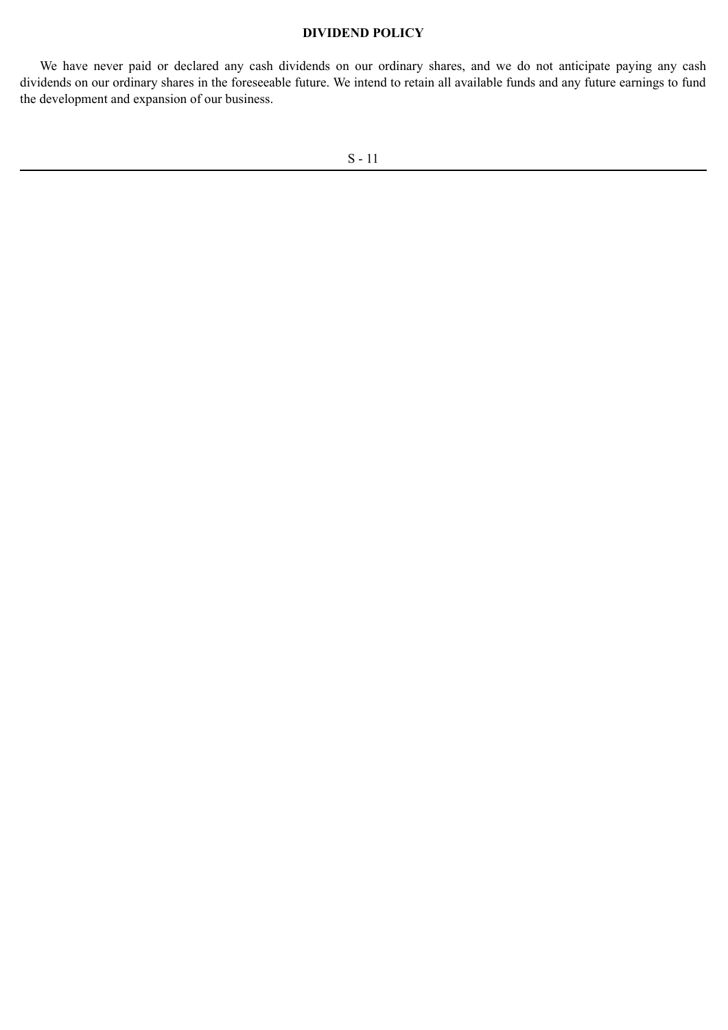## DIVIDEND POLICY

We have never paid or declared any cash dividends on our ordinary shares, and we do not anticipate paying any cash dividends on our ordinary shares in the foreseeable future. We intend to retain all available funds and any future earnings to fund the development and expansion of our business.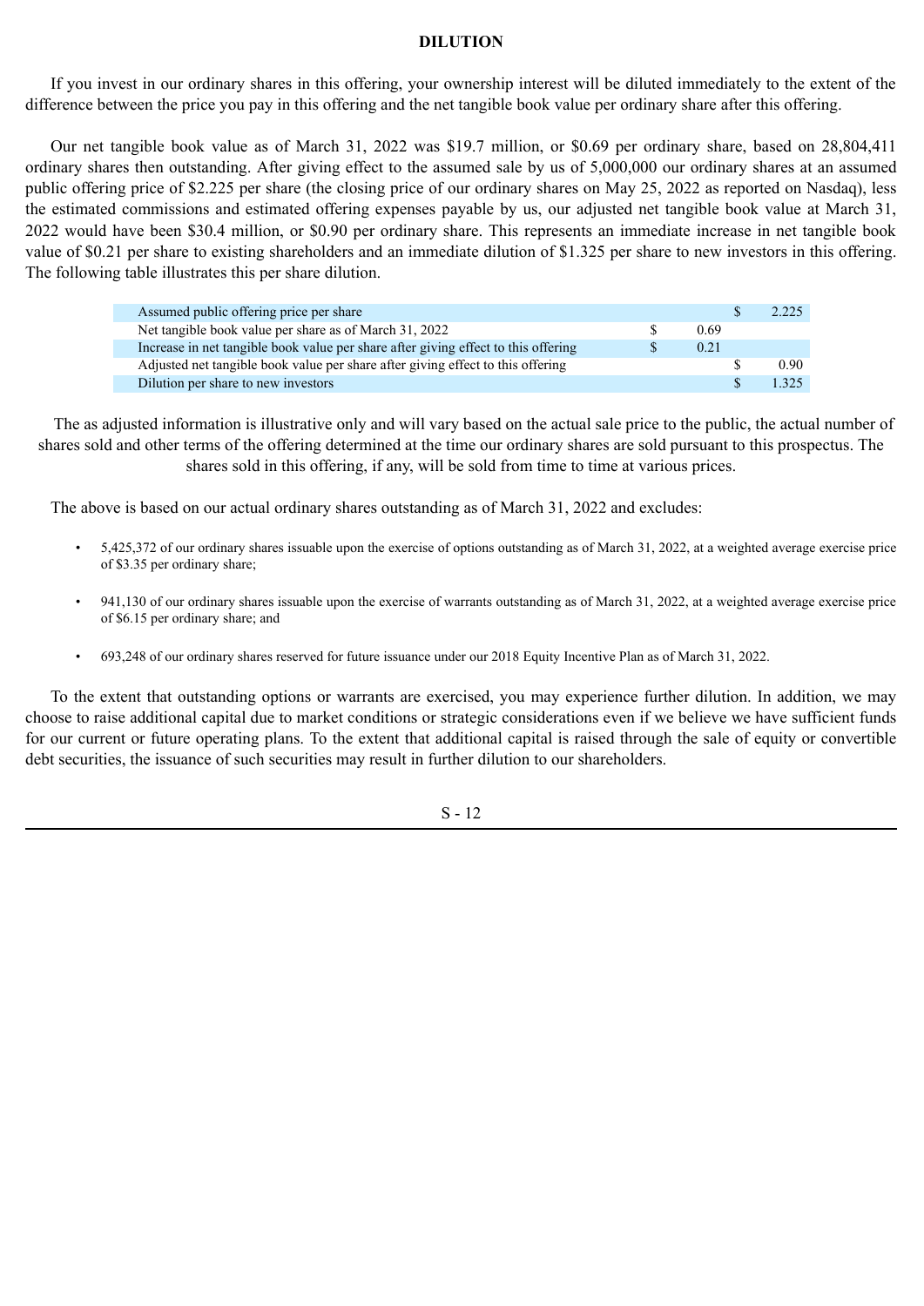## DILUTION

If you invest in our ordinary shares in this offering, your ownership interest will be diluted immediately to the extent of the difference between the price you pay in this offering and the net tangible book value per ordinary share after this offering.

Our net tangible book value as of March 31, 2022 was $19.7 million, or $0.69 per ordinary share, based on 28,804,411 ordinary shares then outstanding. After giving effect to the assumed sale by us of 5,000,000 our ordinary shares at an assumed public offering price of $2.225 per share (the closing price of our ordinary shares on May 25, 2022 as reported on Nasdaq), less the estimated commissions and estimated offering expenses payable by us, our adjusted net tangible book value at March 31, 2022 would have been $30.4 million, or $0.90 per ordinary share. This represents an immediate increase in net tangible book value of $0.21 per share to existing shareholders and an immediate dilution of $1.325 per share to new investors in this offering. The following table illustrates this per share dilution.

| | | |
|---|---|---|
| Assumed public offering price per share | | $ 2.225 |
| Net tangible book value per share as of March 31, 2022 | $ 0.69 | |
| Increase in net tangible book value per share after giving effect to this offering | $ 0.21 | |
| Adjusted net tangible book value per share after giving effect to this offering | | $ 0.90 |
| Dilution per share to new investors | | $ 1.325 |

The as adjusted information is illustrative only and will vary based on the actual sale price to the public, the actual number of shares sold and other terms of the offering determined at the time our ordinary shares are sold pursuant to this prospectus. The shares sold in this offering, if any, will be sold from time to time at various prices.

The above is based on our actual ordinary shares outstanding as of March 31, 2022 and excludes:

- 5,425,372 of our ordinary shares issuable upon the exercise of options outstanding as of March 31, 2022, at a weighted average exercise price of $3.35 per ordinary share;
- 941,130 of our ordinary shares issuable upon the exercise of warrants outstanding as of March 31, 2022, at a weighted average exercise price of $6.15 per ordinary share; and
- 693,248 of our ordinary shares reserved for future issuance under our 2018 Equity Incentive Plan as of March 31, 2022.

To the extent that outstanding options or warrants are exercised, you may experience further dilution. In addition, we may choose to raise additional capital due to market conditions or strategic considerations even if we believe we have sufficient funds for our current or future operating plans. To the extent that additional capital is raised through the sale of equity or convertible debt securities, the issuance of such securities may result in further dilution to our shareholders.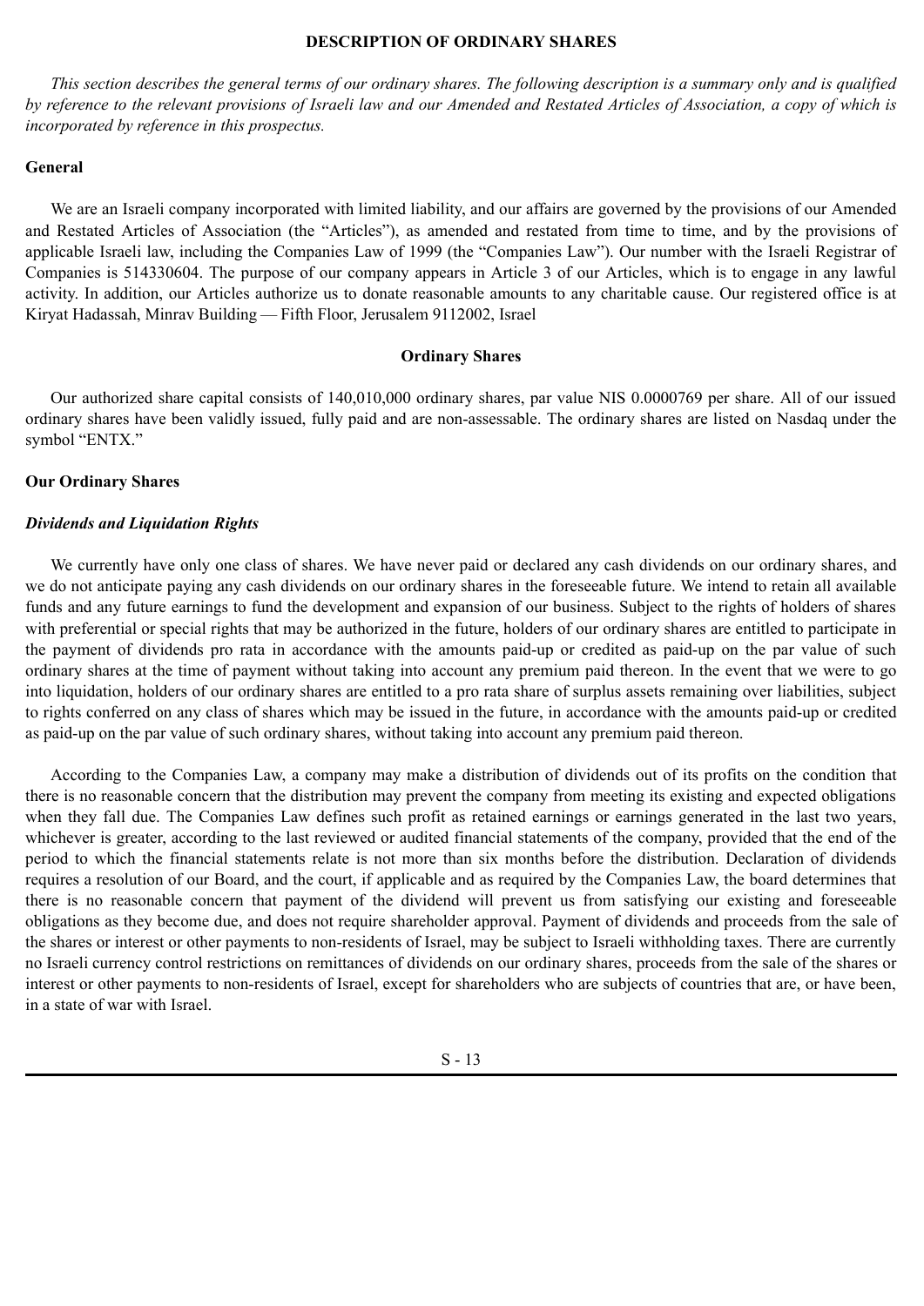## DESCRIPTION OF ORDINARY SHARES

*This section describes the general terms of our ordinary shares. The following description is a summary only and is qualified by reference to the relevant provisions of Israeli law and our Amended and Restated Articles of Association, a copy of which is incorporated by reference in this prospectus.*

### General

We are an Israeli company incorporated with limited liability, and our affairs are governed by the provisions of our Amended and Restated Articles of Association (the "Articles"), as amended and restated from time to time, and by the provisions of applicable Israeli law, including the Companies Law of 1999 (the "Companies Law"). Our number with the Israeli Registrar of Companies is 514330604. The purpose of our company appears in Article 3 of our Articles, which is to engage in any lawful activity. In addition, our Articles authorize us to donate reasonable amounts to any charitable cause. Our registered office is at Kiryat Hadassah, Minrav Building — Fifth Floor, Jerusalem 9112002, Israel

### Ordinary Shares

Our authorized share capital consists of 140,010,000 ordinary shares, par value NIS 0.0000769 per share. All of our issued ordinary shares have been validly issued, fully paid and are non-assessable. The ordinary shares are listed on Nasdaq under the symbol "ENTX."

### Our Ordinary Shares

#### *Dividends and Liquidation Rights*

We currently have only one class of shares. We have never paid or declared any cash dividends on our ordinary shares, and we do not anticipate paying any cash dividends on our ordinary shares in the foreseeable future. We intend to retain all available funds and any future earnings to fund the development and expansion of our business. Subject to the rights of holders of shares with preferential or special rights that may be authorized in the future, holders of our ordinary shares are entitled to participate in the payment of dividends pro rata in accordance with the amounts paid-up or credited as paid-up on the par value of such ordinary shares at the time of payment without taking into account any premium paid thereon. In the event that we were to go into liquidation, holders of our ordinary shares are entitled to a pro rata share of surplus assets remaining over liabilities, subject to rights conferred on any class of shares which may be issued in the future, in accordance with the amounts paid-up or credited as paid-up on the par value of such ordinary shares, without taking into account any premium paid thereon.

According to the Companies Law, a company may make a distribution of dividends out of its profits on the condition that there is no reasonable concern that the distribution may prevent the company from meeting its existing and expected obligations when they fall due. The Companies Law defines such profit as retained earnings or earnings generated in the last two years, whichever is greater, according to the last reviewed or audited financial statements of the company, provided that the end of the period to which the financial statements relate is not more than six months before the distribution. Declaration of dividends requires a resolution of our Board, and the court, if applicable and as required by the Companies Law, the board determines that there is no reasonable concern that payment of the dividend will prevent us from satisfying our existing and foreseeable obligations as they become due, and does not require shareholder approval. Payment of dividends and proceeds from the sale of the shares or interest or other payments to non-residents of Israel, may be subject to Israeli withholding taxes. There are currently no Israeli currency control restrictions on remittances of dividends on our ordinary shares, proceeds from the sale of the shares or interest or other payments to non-residents of Israel, except for shareholders who are subjects of countries that are, or have been, in a state of war with Israel.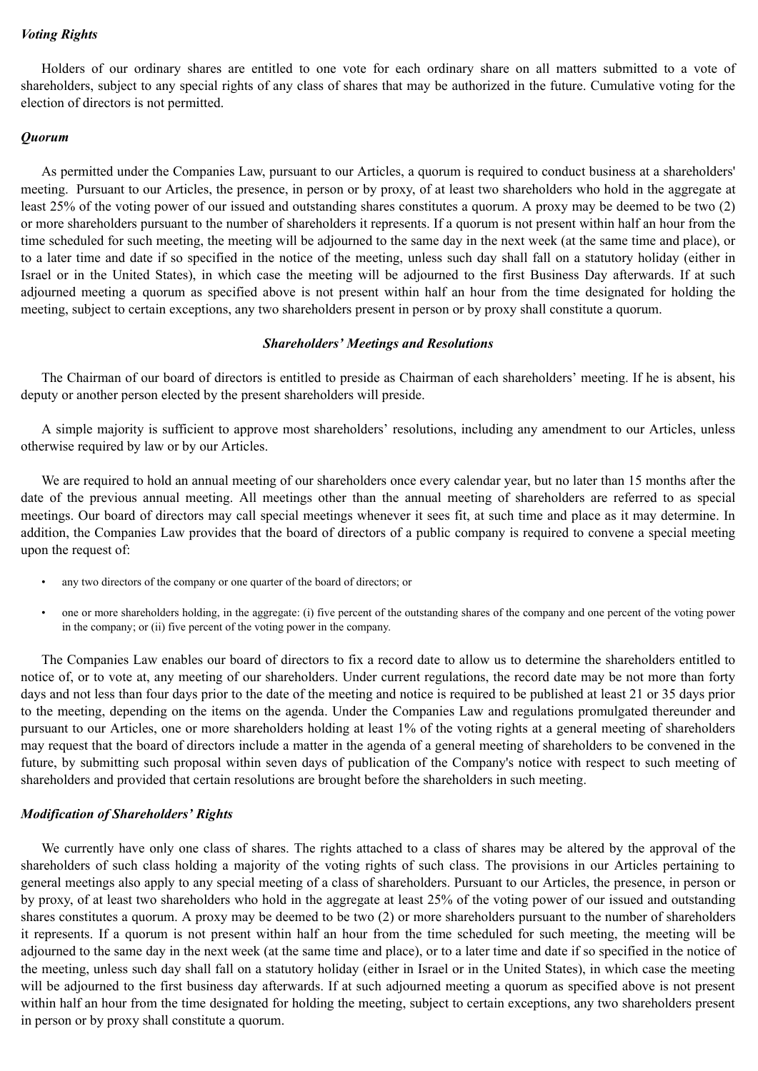***Voting Rights***

Holders of our ordinary shares are entitled to one vote for each ordinary share on all matters submitted to a vote of shareholders, subject to any special rights of any class of shares that may be authorized in the future. Cumulative voting for the election of directors is not permitted.

***Quorum***

As permitted under the Companies Law, pursuant to our Articles, a quorum is required to conduct business at a shareholders' meeting. Pursuant to our Articles, the presence, in person or by proxy, of at least two shareholders who hold in the aggregate at least 25% of the voting power of our issued and outstanding shares constitutes a quorum. A proxy may be deemed to be two (2) or more shareholders pursuant to the number of shareholders it represents. If a quorum is not present within half an hour from the time scheduled for such meeting, the meeting will be adjourned to the same day in the next week (at the same time and place), or to a later time and date if so specified in the notice of the meeting, unless such day shall fall on a statutory holiday (either in Israel or in the United States), in which case the meeting will be adjourned to the first Business Day afterwards. If at such adjourned meeting a quorum as specified above is not present within half an hour from the time designated for holding the meeting, subject to certain exceptions, any two shareholders present in person or by proxy shall constitute a quorum.

***Shareholders' Meetings and Resolutions***

The Chairman of our board of directors is entitled to preside as Chairman of each shareholders' meeting. If he is absent, his deputy or another person elected by the present shareholders will preside.

A simple majority is sufficient to approve most shareholders' resolutions, including any amendment to our Articles, unless otherwise required by law or by our Articles.

We are required to hold an annual meeting of our shareholders once every calendar year, but no later than 15 months after the date of the previous annual meeting. All meetings other than the annual meeting of shareholders are referred to as special meetings. Our board of directors may call special meetings whenever it sees fit, at such time and place as it may determine. In addition, the Companies Law provides that the board of directors of a public company is required to convene a special meeting upon the request of:

- any two directors of the company or one quarter of the board of directors; or
- one or more shareholders holding, in the aggregate: (i) five percent of the outstanding shares of the company and one percent of the voting power in the company; or (ii) five percent of the voting power in the company.

The Companies Law enables our board of directors to fix a record date to allow us to determine the shareholders entitled to notice of, or to vote at, any meeting of our shareholders. Under current regulations, the record date may be not more than forty days and not less than four days prior to the date of the meeting and notice is required to be published at least 21 or 35 days prior to the meeting, depending on the items on the agenda. Under the Companies Law and regulations promulgated thereunder and pursuant to our Articles, one or more shareholders holding at least 1% of the voting rights at a general meeting of shareholders may request that the board of directors include a matter in the agenda of a general meeting of shareholders to be convened in the future, by submitting such proposal within seven days of publication of the Company's notice with respect to such meeting of shareholders and provided that certain resolutions are brought before the shareholders in such meeting.

***Modification of Shareholders' Rights***

We currently have only one class of shares. The rights attached to a class of shares may be altered by the approval of the shareholders of such class holding a majority of the voting rights of such class. The provisions in our Articles pertaining to general meetings also apply to any special meeting of a class of shareholders. Pursuant to our Articles, the presence, in person or by proxy, of at least two shareholders who hold in the aggregate at least 25% of the voting power of our issued and outstanding shares constitutes a quorum. A proxy may be deemed to be two (2) or more shareholders pursuant to the number of shareholders it represents. If a quorum is not present within half an hour from the time scheduled for such meeting, the meeting will be adjourned to the same day in the next week (at the same time and place), or to a later time and date if so specified in the notice of the meeting, unless such day shall fall on a statutory holiday (either in Israel or in the United States), in which case the meeting will be adjourned to the first business day afterwards. If at such adjourned meeting a quorum as specified above is not present within half an hour from the time designated for holding the meeting, subject to certain exceptions, any two shareholders present in person or by proxy shall constitute a quorum.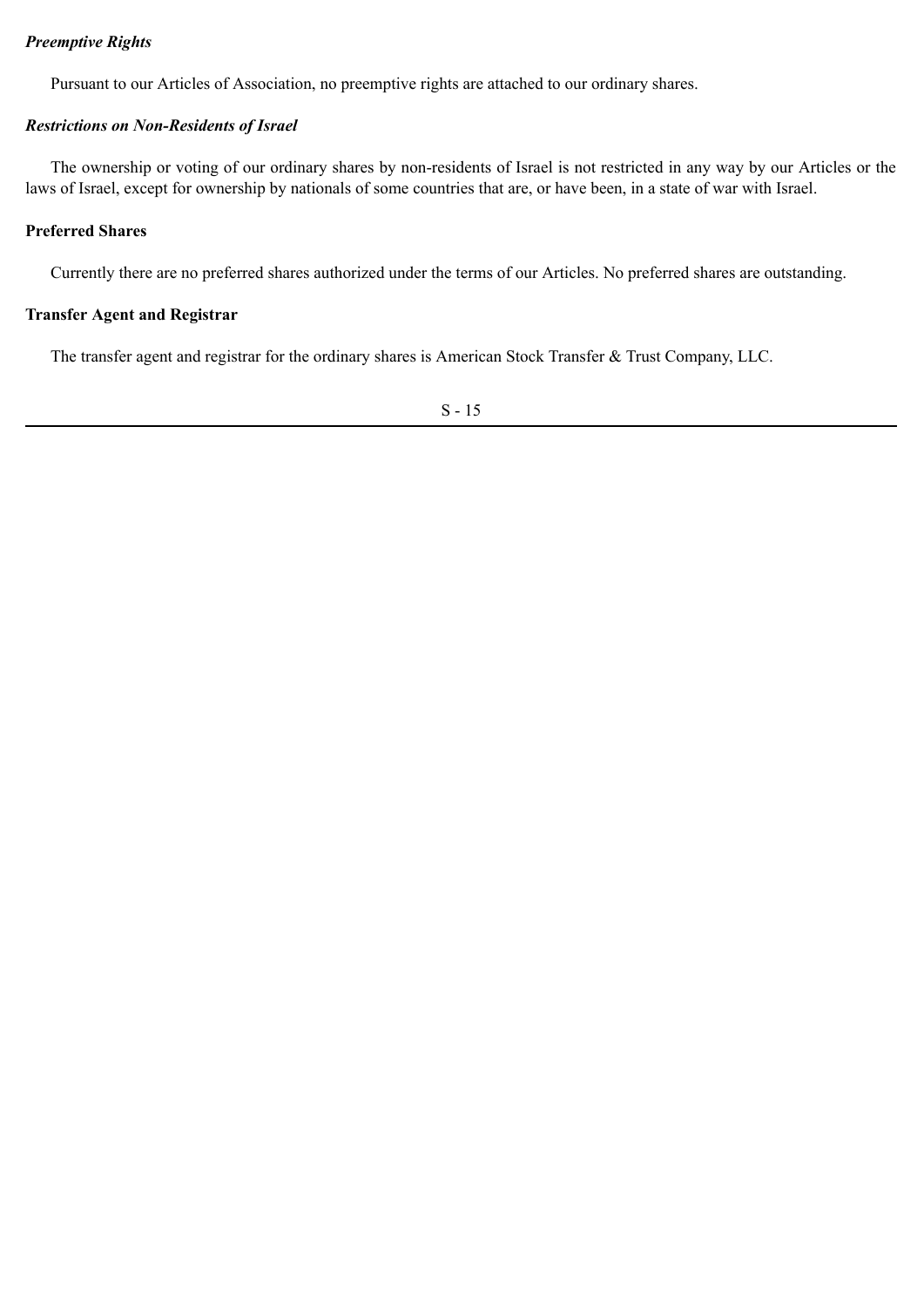### *Preemptive Rights*

Pursuant to our Articles of Association, no preemptive rights are attached to our ordinary shares.

### *Restrictions on Non-Residents of Israel*

The ownership or voting of our ordinary shares by non-residents of Israel is not restricted in any way by our Articles or the laws of Israel, except for ownership by nationals of some countries that are, or have been, in a state of war with Israel.

## Preferred Shares

Currently there are no preferred shares authorized under the terms of our Articles. No preferred shares are outstanding.

## Transfer Agent and Registrar

The transfer agent and registrar for the ordinary shares is American Stock Transfer & Trust Company, LLC.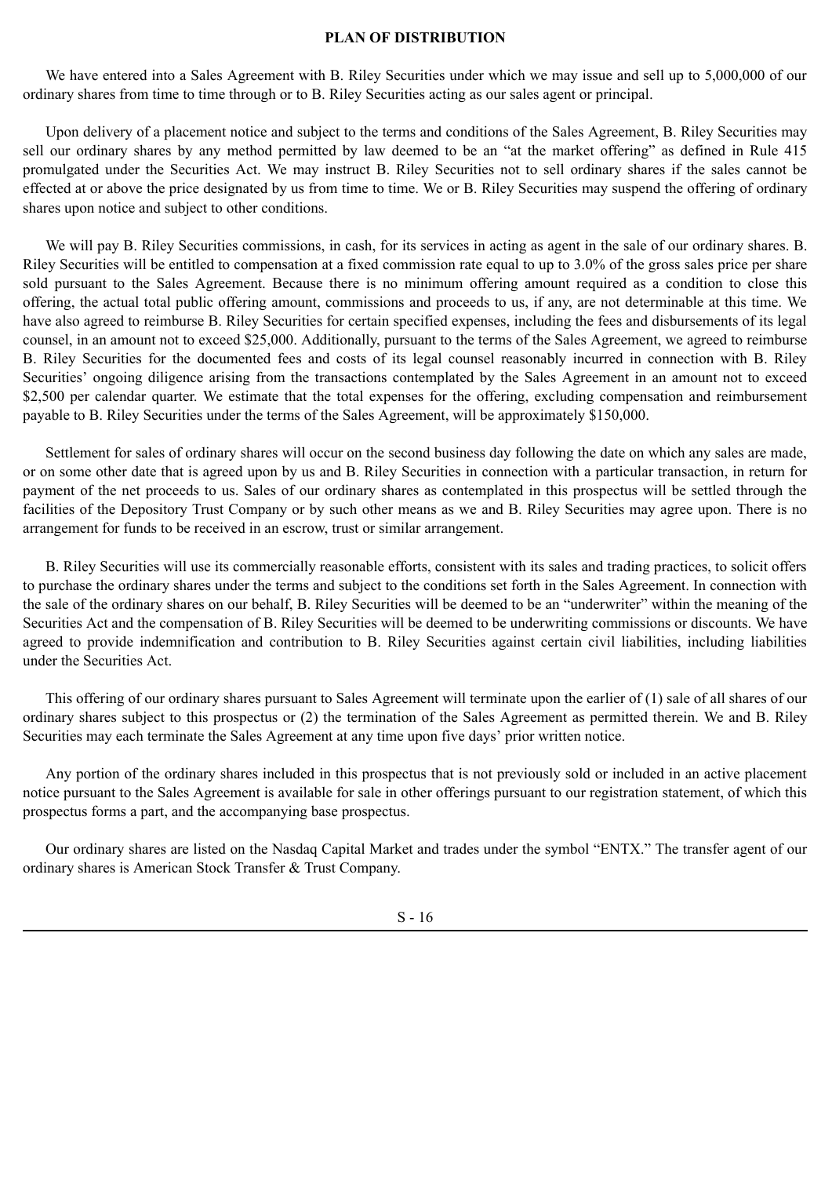## PLAN OF DISTRIBUTION

We have entered into a Sales Agreement with B. Riley Securities under which we may issue and sell up to 5,000,000 of our ordinary shares from time to time through or to B. Riley Securities acting as our sales agent or principal.

Upon delivery of a placement notice and subject to the terms and conditions of the Sales Agreement, B. Riley Securities may sell our ordinary shares by any method permitted by law deemed to be an "at the market offering" as defined in Rule 415 promulgated under the Securities Act. We may instruct B. Riley Securities not to sell ordinary shares if the sales cannot be effected at or above the price designated by us from time to time. We or B. Riley Securities may suspend the offering of ordinary shares upon notice and subject to other conditions.

We will pay B. Riley Securities commissions, in cash, for its services in acting as agent in the sale of our ordinary shares. B. Riley Securities will be entitled to compensation at a fixed commission rate equal to up to 3.0% of the gross sales price per share sold pursuant to the Sales Agreement. Because there is no minimum offering amount required as a condition to close this offering, the actual total public offering amount, commissions and proceeds to us, if any, are not determinable at this time. We have also agreed to reimburse B. Riley Securities for certain specified expenses, including the fees and disbursements of its legal counsel, in an amount not to exceed $25,000. Additionally, pursuant to the terms of the Sales Agreement, we agreed to reimburse B. Riley Securities for the documented fees and costs of its legal counsel reasonably incurred in connection with B. Riley Securities' ongoing diligence arising from the transactions contemplated by the Sales Agreement in an amount not to exceed $2,500 per calendar quarter. We estimate that the total expenses for the offering, excluding compensation and reimbursement payable to B. Riley Securities under the terms of the Sales Agreement, will be approximately $150,000.

Settlement for sales of ordinary shares will occur on the second business day following the date on which any sales are made, or on some other date that is agreed upon by us and B. Riley Securities in connection with a particular transaction, in return for payment of the net proceeds to us. Sales of our ordinary shares as contemplated in this prospectus will be settled through the facilities of the Depository Trust Company or by such other means as we and B. Riley Securities may agree upon. There is no arrangement for funds to be received in an escrow, trust or similar arrangement.

B. Riley Securities will use its commercially reasonable efforts, consistent with its sales and trading practices, to solicit offers to purchase the ordinary shares under the terms and subject to the conditions set forth in the Sales Agreement. In connection with the sale of the ordinary shares on our behalf, B. Riley Securities will be deemed to be an "underwriter" within the meaning of the Securities Act and the compensation of B. Riley Securities will be deemed to be underwriting commissions or discounts. We have agreed to provide indemnification and contribution to B. Riley Securities against certain civil liabilities, including liabilities under the Securities Act.

This offering of our ordinary shares pursuant to Sales Agreement will terminate upon the earlier of (1) sale of all shares of our ordinary shares subject to this prospectus or (2) the termination of the Sales Agreement as permitted therein. We and B. Riley Securities may each terminate the Sales Agreement at any time upon five days' prior written notice.

Any portion of the ordinary shares included in this prospectus that is not previously sold or included in an active placement notice pursuant to the Sales Agreement is available for sale in other offerings pursuant to our registration statement, of which this prospectus forms a part, and the accompanying base prospectus.

Our ordinary shares are listed on the Nasdaq Capital Market and trades under the symbol "ENTX." The transfer agent of our ordinary shares is American Stock Transfer & Trust Company.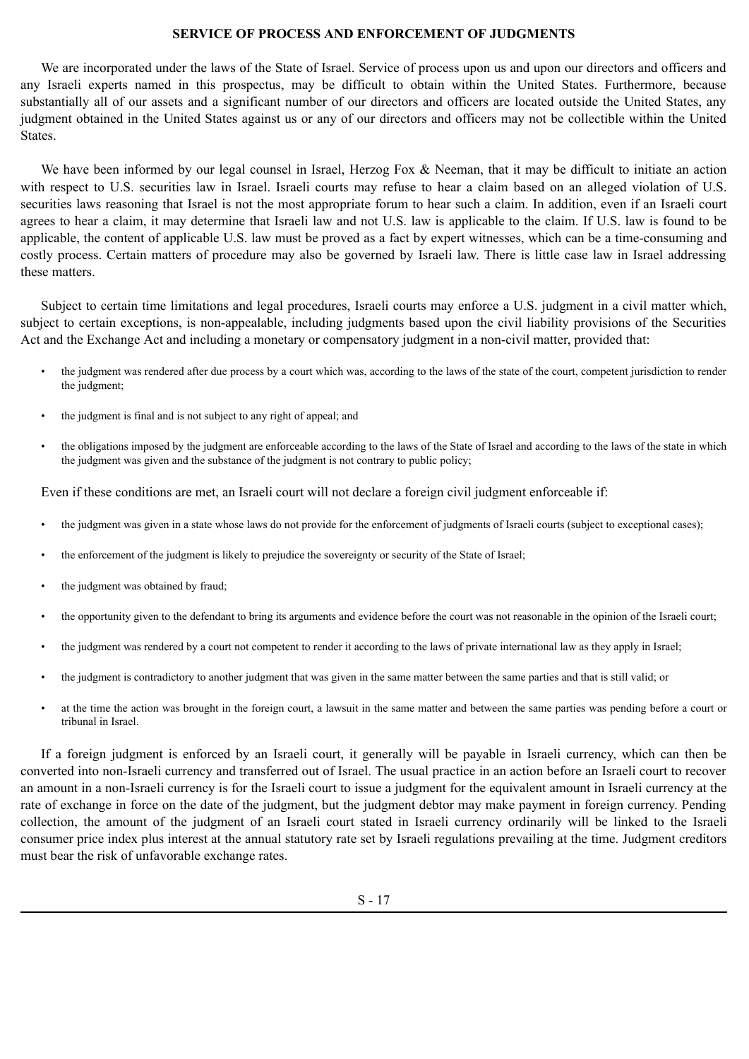## SERVICE OF PROCESS AND ENFORCEMENT OF JUDGMENTS

We are incorporated under the laws of the State of Israel. Service of process upon us and upon our directors and officers and any Israeli experts named in this prospectus, may be difficult to obtain within the United States. Furthermore, because substantially all of our assets and a significant number of our directors and officers are located outside the United States, any judgment obtained in the United States against us or any of our directors and officers may not be collectible within the United States.

We have been informed by our legal counsel in Israel, Herzog Fox & Neeman, that it may be difficult to initiate an action with respect to U.S. securities law in Israel. Israeli courts may refuse to hear a claim based on an alleged violation of U.S. securities laws reasoning that Israel is not the most appropriate forum to hear such a claim. In addition, even if an Israeli court agrees to hear a claim, it may determine that Israeli law and not U.S. law is applicable to the claim. If U.S. law is found to be applicable, the content of applicable U.S. law must be proved as a fact by expert witnesses, which can be a time-consuming and costly process. Certain matters of procedure may also be governed by Israeli law. There is little case law in Israel addressing these matters.

Subject to certain time limitations and legal procedures, Israeli courts may enforce a U.S. judgment in a civil matter which, subject to certain exceptions, is non-appealable, including judgments based upon the civil liability provisions of the Securities Act and the Exchange Act and including a monetary or compensatory judgment in a non-civil matter, provided that:

- the judgment was rendered after due process by a court which was, according to the laws of the state of the court, competent jurisdiction to render the judgment;
- the judgment is final and is not subject to any right of appeal; and
- the obligations imposed by the judgment are enforceable according to the laws of the State of Israel and according to the laws of the state in which the judgment was given and the substance of the judgment is not contrary to public policy;

Even if these conditions are met, an Israeli court will not declare a foreign civil judgment enforceable if:

- the judgment was given in a state whose laws do not provide for the enforcement of judgments of Israeli courts (subject to exceptional cases);
- the enforcement of the judgment is likely to prejudice the sovereignty or security of the State of Israel;
- the judgment was obtained by fraud;
- the opportunity given to the defendant to bring its arguments and evidence before the court was not reasonable in the opinion of the Israeli court;
- the judgment was rendered by a court not competent to render it according to the laws of private international law as they apply in Israel;
- the judgment is contradictory to another judgment that was given in the same matter between the same parties and that is still valid; or
- at the time the action was brought in the foreign court, a lawsuit in the same matter and between the same parties was pending before a court or tribunal in Israel.

If a foreign judgment is enforced by an Israeli court, it generally will be payable in Israeli currency, which can then be converted into non-Israeli currency and transferred out of Israel. The usual practice in an action before an Israeli court to recover an amount in a non-Israeli currency is for the Israeli court to issue a judgment for the equivalent amount in Israeli currency at the rate of exchange in force on the date of the judgment, but the judgment debtor may make payment in foreign currency. Pending collection, the amount of the judgment of an Israeli court stated in Israeli currency ordinarily will be linked to the Israeli consumer price index plus interest at the annual statutory rate set by Israeli regulations prevailing at the time. Judgment creditors must bear the risk of unfavorable exchange rates.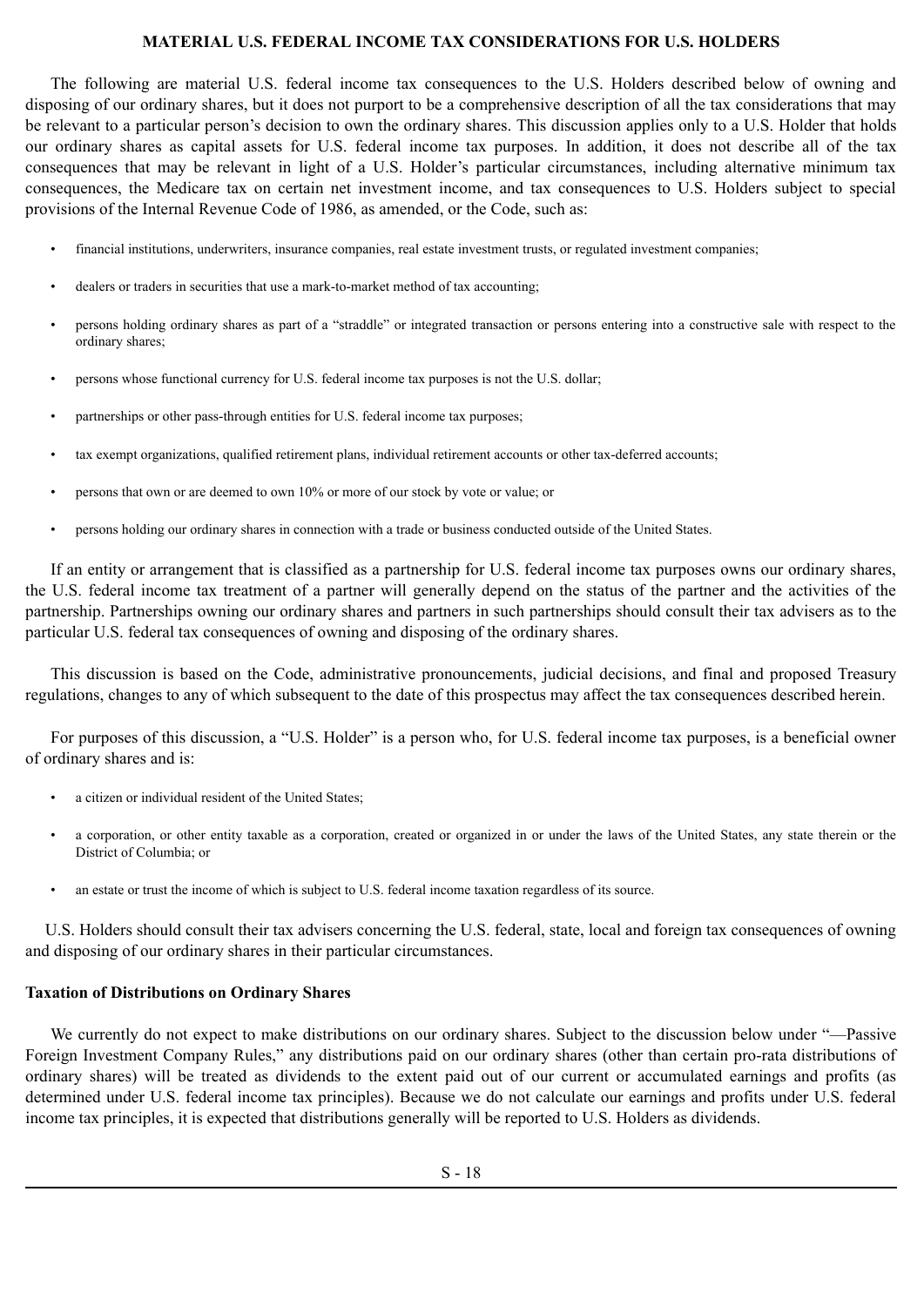## MATERIAL U.S. FEDERAL INCOME TAX CONSIDERATIONS FOR U.S. HOLDERS

The following are material U.S. federal income tax consequences to the U.S. Holders described below of owning and disposing of our ordinary shares, but it does not purport to be a comprehensive description of all the tax considerations that may be relevant to a particular person's decision to own the ordinary shares. This discussion applies only to a U.S. Holder that holds our ordinary shares as capital assets for U.S. federal income tax purposes. In addition, it does not describe all of the tax consequences that may be relevant in light of a U.S. Holder's particular circumstances, including alternative minimum tax consequences, the Medicare tax on certain net investment income, and tax consequences to U.S. Holders subject to special provisions of the Internal Revenue Code of 1986, as amended, or the Code, such as:

- financial institutions, underwriters, insurance companies, real estate investment trusts, or regulated investment companies;
- dealers or traders in securities that use a mark-to-market method of tax accounting;
- persons holding ordinary shares as part of a "straddle" or integrated transaction or persons entering into a constructive sale with respect to the ordinary shares;
- persons whose functional currency for U.S. federal income tax purposes is not the U.S. dollar;
- partnerships or other pass-through entities for U.S. federal income tax purposes;
- tax exempt organizations, qualified retirement plans, individual retirement accounts or other tax-deferred accounts;
- persons that own or are deemed to own 10% or more of our stock by vote or value; or
- persons holding our ordinary shares in connection with a trade or business conducted outside of the United States.

If an entity or arrangement that is classified as a partnership for U.S. federal income tax purposes owns our ordinary shares, the U.S. federal income tax treatment of a partner will generally depend on the status of the partner and the activities of the partnership. Partnerships owning our ordinary shares and partners in such partnerships should consult their tax advisers as to the particular U.S. federal tax consequences of owning and disposing of the ordinary shares.

This discussion is based on the Code, administrative pronouncements, judicial decisions, and final and proposed Treasury regulations, changes to any of which subsequent to the date of this prospectus may affect the tax consequences described herein.

For purposes of this discussion, a "U.S. Holder" is a person who, for U.S. federal income tax purposes, is a beneficial owner of ordinary shares and is:

- a citizen or individual resident of the United States;
- a corporation, or other entity taxable as a corporation, created or organized in or under the laws of the United States, any state therein or the District of Columbia; or
- an estate or trust the income of which is subject to U.S. federal income taxation regardless of its source.

U.S. Holders should consult their tax advisers concerning the U.S. federal, state, local and foreign tax consequences of owning and disposing of our ordinary shares in their particular circumstances.

### Taxation of Distributions on Ordinary Shares

We currently do not expect to make distributions on our ordinary shares. Subject to the discussion below under "—Passive Foreign Investment Company Rules," any distributions paid on our ordinary shares (other than certain pro-rata distributions of ordinary shares) will be treated as dividends to the extent paid out of our current or accumulated earnings and profits (as determined under U.S. federal income tax principles). Because we do not calculate our earnings and profits under U.S. federal income tax principles, it is expected that distributions generally will be reported to U.S. Holders as dividends.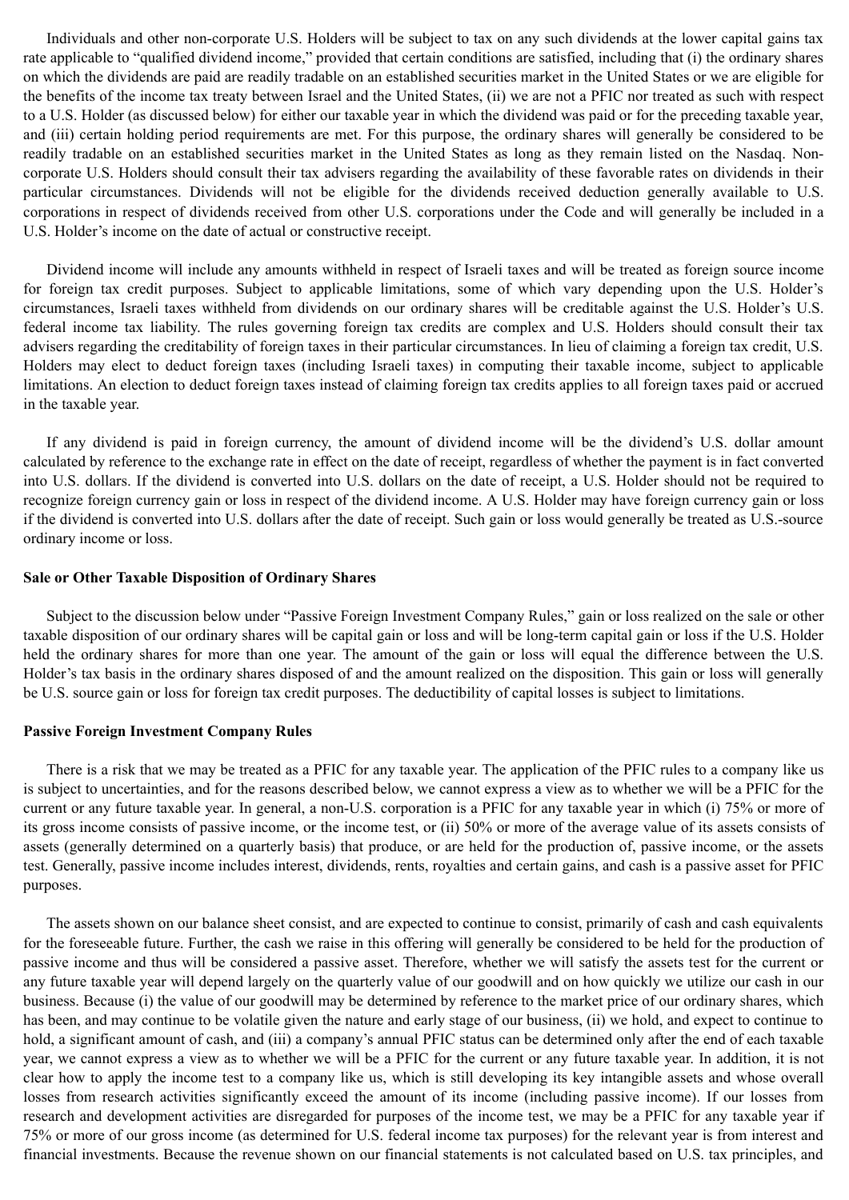Individuals and other non-corporate U.S. Holders will be subject to tax on any such dividends at the lower capital gains tax rate applicable to "qualified dividend income," provided that certain conditions are satisfied, including that (i) the ordinary shares on which the dividends are paid are readily tradable on an established securities market in the United States or we are eligible for the benefits of the income tax treaty between Israel and the United States, (ii) we are not a PFIC nor treated as such with respect to a U.S. Holder (as discussed below) for either our taxable year in which the dividend was paid or for the preceding taxable year, and (iii) certain holding period requirements are met. For this purpose, the ordinary shares will generally be considered to be readily tradable on an established securities market in the United States as long as they remain listed on the Nasdaq. Non-corporate U.S. Holders should consult their tax advisers regarding the availability of these favorable rates on dividends in their particular circumstances. Dividends will not be eligible for the dividends received deduction generally available to U.S. corporations in respect of dividends received from other U.S. corporations under the Code and will generally be included in a U.S. Holder's income on the date of actual or constructive receipt.

Dividend income will include any amounts withheld in respect of Israeli taxes and will be treated as foreign source income for foreign tax credit purposes. Subject to applicable limitations, some of which vary depending upon the U.S. Holder's circumstances, Israeli taxes withheld from dividends on our ordinary shares will be creditable against the U.S. Holder's U.S. federal income tax liability. The rules governing foreign tax credits are complex and U.S. Holders should consult their tax advisers regarding the creditability of foreign taxes in their particular circumstances. In lieu of claiming a foreign tax credit, U.S. Holders may elect to deduct foreign taxes (including Israeli taxes) in computing their taxable income, subject to applicable limitations. An election to deduct foreign taxes instead of claiming foreign tax credits applies to all foreign taxes paid or accrued in the taxable year.

If any dividend is paid in foreign currency, the amount of dividend income will be the dividend's U.S. dollar amount calculated by reference to the exchange rate in effect on the date of receipt, regardless of whether the payment is in fact converted into U.S. dollars. If the dividend is converted into U.S. dollars on the date of receipt, a U.S. Holder should not be required to recognize foreign currency gain or loss in respect of the dividend income. A U.S. Holder may have foreign currency gain or loss if the dividend is converted into U.S. dollars after the date of receipt. Such gain or loss would generally be treated as U.S.-source ordinary income or loss.

**Sale or Other Taxable Disposition of Ordinary Shares**

Subject to the discussion below under "Passive Foreign Investment Company Rules," gain or loss realized on the sale or other taxable disposition of our ordinary shares will be capital gain or loss and will be long-term capital gain or loss if the U.S. Holder held the ordinary shares for more than one year. The amount of the gain or loss will equal the difference between the U.S. Holder's tax basis in the ordinary shares disposed of and the amount realized on the disposition. This gain or loss will generally be U.S. source gain or loss for foreign tax credit purposes. The deductibility of capital losses is subject to limitations.

**Passive Foreign Investment Company Rules**

There is a risk that we may be treated as a PFIC for any taxable year. The application of the PFIC rules to a company like us is subject to uncertainties, and for the reasons described below, we cannot express a view as to whether we will be a PFIC for the current or any future taxable year. In general, a non-U.S. corporation is a PFIC for any taxable year in which (i) 75% or more of its gross income consists of passive income, or the income test, or (ii) 50% or more of the average value of its assets consists of assets (generally determined on a quarterly basis) that produce, or are held for the production of, passive income, or the assets test. Generally, passive income includes interest, dividends, rents, royalties and certain gains, and cash is a passive asset for PFIC purposes.

The assets shown on our balance sheet consist, and are expected to continue to consist, primarily of cash and cash equivalents for the foreseeable future. Further, the cash we raise in this offering will generally be considered to be held for the production of passive income and thus will be considered a passive asset. Therefore, whether we will satisfy the assets test for the current or any future taxable year will depend largely on the quarterly value of our goodwill and on how quickly we utilize our cash in our business. Because (i) the value of our goodwill may be determined by reference to the market price of our ordinary shares, which has been, and may continue to be volatile given the nature and early stage of our business, (ii) we hold, and expect to continue to hold, a significant amount of cash, and (iii) a company's annual PFIC status can be determined only after the end of each taxable year, we cannot express a view as to whether we will be a PFIC for the current or any future taxable year. In addition, it is not clear how to apply the income test to a company like us, which is still developing its key intangible assets and whose overall losses from research activities significantly exceed the amount of its income (including passive income). If our losses from research and development activities are disregarded for purposes of the income test, we may be a PFIC for any taxable year if 75% or more of our gross income (as determined for U.S. federal income tax purposes) for the relevant year is from interest and financial investments. Because the revenue shown on our financial statements is not calculated based on U.S. tax principles, and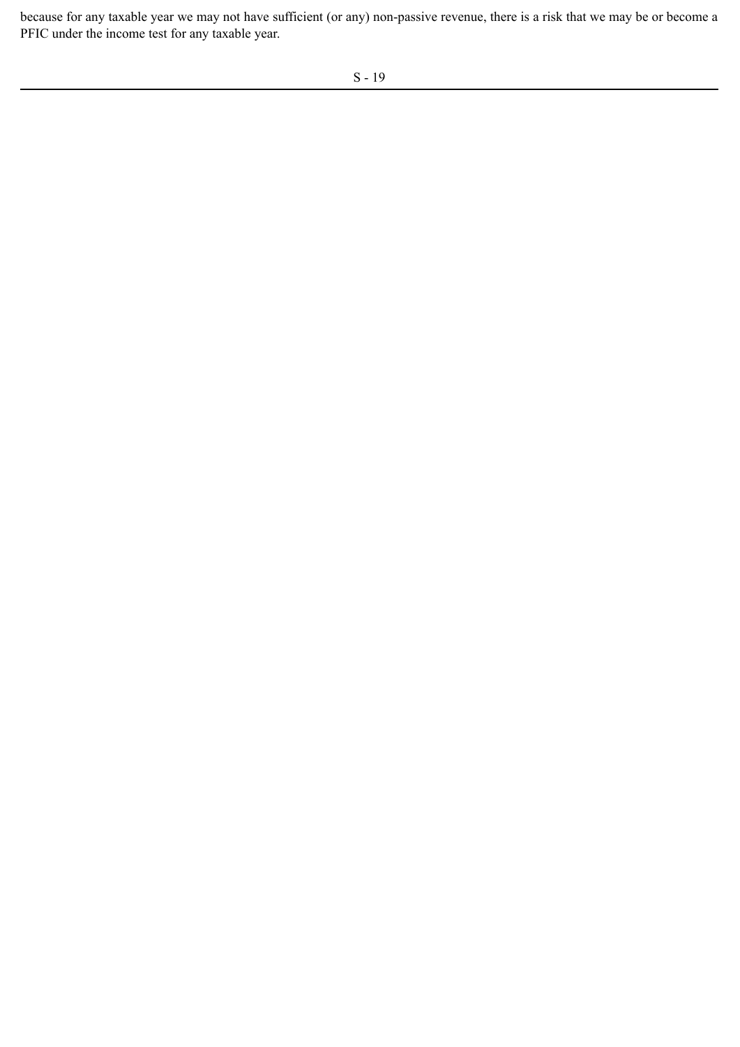because for any taxable year we may not have sufficient (or any) non-passive revenue, there is a risk that we may be or become a PFIC under the income test for any taxable year.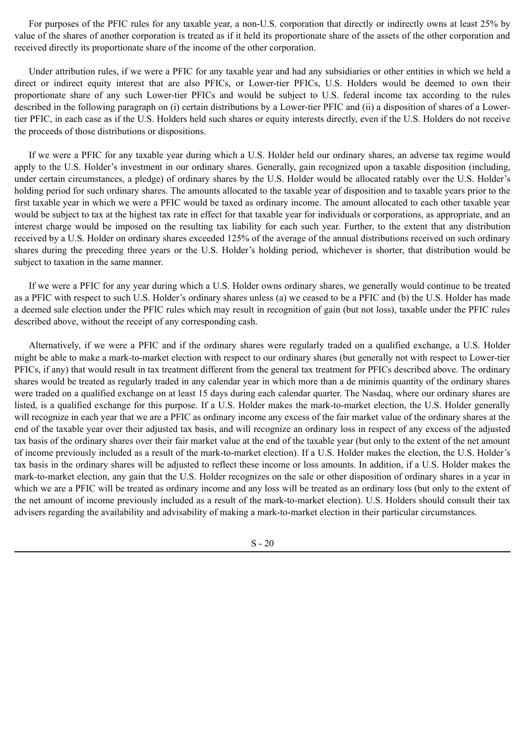For purposes of the PFIC rules for any taxable year, a non-U.S. corporation that directly or indirectly owns at least 25% by value of the shares of another corporation is treated as if it held its proportionate share of the assets of the other corporation and received directly its proportionate share of the income of the other corporation.

Under attribution rules, if we were a PFIC for any taxable year and had any subsidiaries or other entities in which we held a direct or indirect equity interest that are also PFICs, or Lower-tier PFICs, U.S. Holders would be deemed to own their proportionate share of any such Lower-tier PFICs and would be subject to U.S. federal income tax according to the rules described in the following paragraph on (i) certain distributions by a Lower-tier PFIC and (ii) a disposition of shares of a Lower-tier PFIC, in each case as if the U.S. Holders held such shares or equity interests directly, even if the U.S. Holders do not receive the proceeds of those distributions or dispositions.

If we were a PFIC for any taxable year during which a U.S. Holder held our ordinary shares, an adverse tax regime would apply to the U.S. Holder's investment in our ordinary shares. Generally, gain recognized upon a taxable disposition (including, under certain circumstances, a pledge) of ordinary shares by the U.S. Holder would be allocated ratably over the U.S. Holder's holding period for such ordinary shares. The amounts allocated to the taxable year of disposition and to taxable years prior to the first taxable year in which we were a PFIC would be taxed as ordinary income. The amount allocated to each other taxable year would be subject to tax at the highest tax rate in effect for that taxable year for individuals or corporations, as appropriate, and an interest charge would be imposed on the resulting tax liability for each such year. Further, to the extent that any distribution received by a U.S. Holder on ordinary shares exceeded 125% of the average of the annual distributions received on such ordinary shares during the preceding three years or the U.S. Holder's holding period, whichever is shorter, that distribution would be subject to taxation in the same manner.

If we were a PFIC for any year during which a U.S. Holder owns ordinary shares, we generally would continue to be treated as a PFIC with respect to such U.S. Holder's ordinary shares unless (a) we ceased to be a PFIC and (b) the U.S. Holder has made a deemed sale election under the PFIC rules which may result in recognition of gain (but not loss), taxable under the PFIC rules described above, without the receipt of any corresponding cash.

Alternatively, if we were a PFIC and if the ordinary shares were regularly traded on a qualified exchange, a U.S. Holder might be able to make a mark-to-market election with respect to our ordinary shares (but generally not with respect to Lower-tier PFICs, if any) that would result in tax treatment different from the general tax treatment for PFICs described above. The ordinary shares would be treated as regularly traded in any calendar year in which more than a de minimis quantity of the ordinary shares were traded on a qualified exchange on at least 15 days during each calendar quarter. The Nasdaq, where our ordinary shares are listed, is a qualified exchange for this purpose. If a U.S. Holder makes the mark-to-market election, the U.S. Holder generally will recognize in each year that we are a PFIC as ordinary income any excess of the fair market value of the ordinary shares at the end of the taxable year over their adjusted tax basis, and will recognize an ordinary loss in respect of any excess of the adjusted tax basis of the ordinary shares over their fair market value at the end of the taxable year (but only to the extent of the net amount of income previously included as a result of the mark-to-market election). If a U.S. Holder makes the election, the U.S. Holder's tax basis in the ordinary shares will be adjusted to reflect these income or loss amounts. In addition, if a U.S. Holder makes the mark-to-market election, any gain that the U.S. Holder recognizes on the sale or other disposition of ordinary shares in a year in which we are a PFIC will be treated as ordinary income and any loss will be treated as an ordinary loss (but only to the extent of the net amount of income previously included as a result of the mark-to-market election). U.S. Holders should consult their tax advisers regarding the availability and advisability of making a mark-to-market election in their particular circumstances.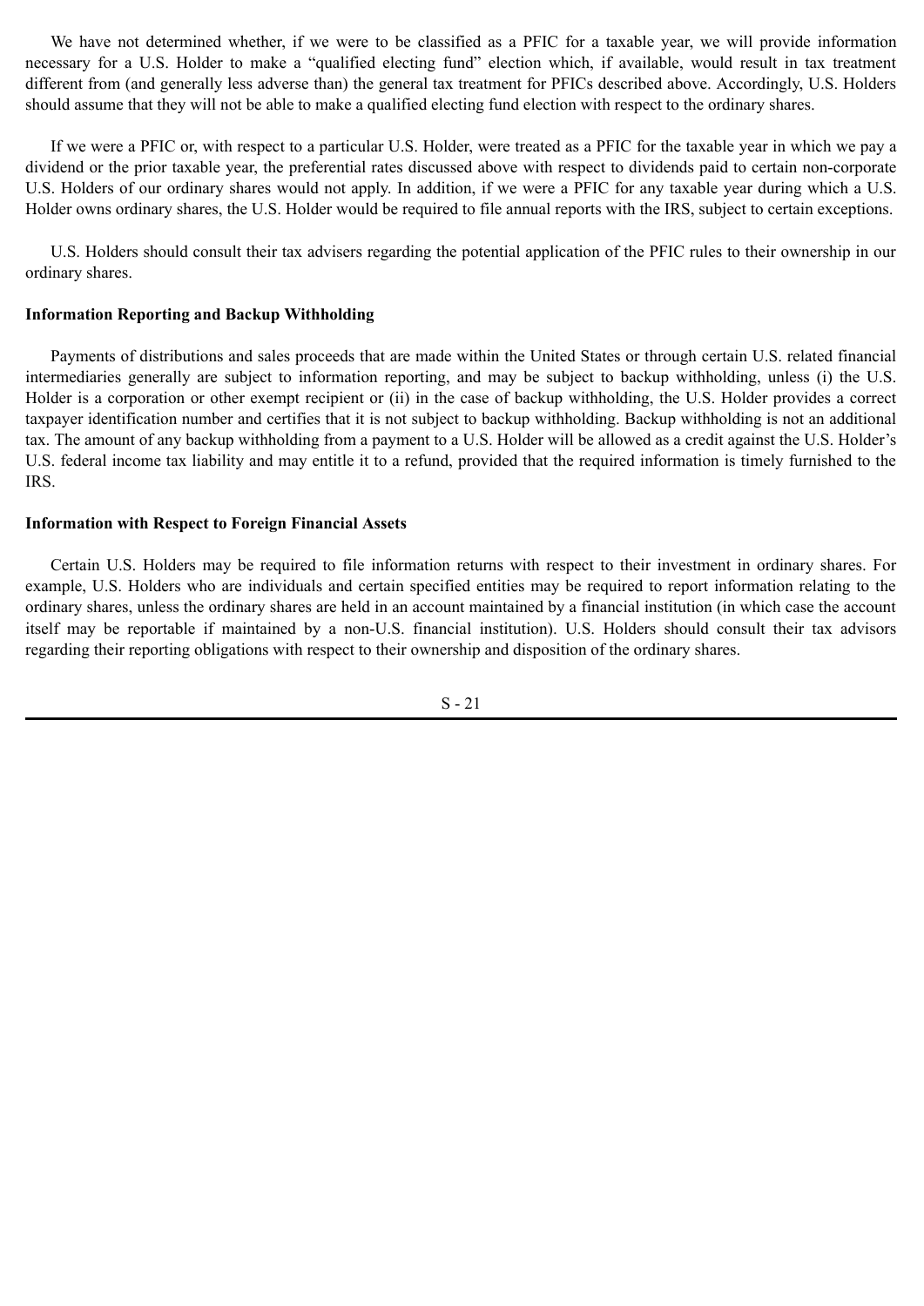We have not determined whether, if we were to be classified as a PFIC for a taxable year, we will provide information necessary for a U.S. Holder to make a "qualified electing fund" election which, if available, would result in tax treatment different from (and generally less adverse than) the general tax treatment for PFICs described above. Accordingly, U.S. Holders should assume that they will not be able to make a qualified electing fund election with respect to the ordinary shares.

If we were a PFIC or, with respect to a particular U.S. Holder, were treated as a PFIC for the taxable year in which we pay a dividend or the prior taxable year, the preferential rates discussed above with respect to dividends paid to certain non-corporate U.S. Holders of our ordinary shares would not apply. In addition, if we were a PFIC for any taxable year during which a U.S. Holder owns ordinary shares, the U.S. Holder would be required to file annual reports with the IRS, subject to certain exceptions.

U.S. Holders should consult their tax advisers regarding the potential application of the PFIC rules to their ownership in our ordinary shares.

**Information Reporting and Backup Withholding**

Payments of distributions and sales proceeds that are made within the United States or through certain U.S. related financial intermediaries generally are subject to information reporting, and may be subject to backup withholding, unless (i) the U.S. Holder is a corporation or other exempt recipient or (ii) in the case of backup withholding, the U.S. Holder provides a correct taxpayer identification number and certifies that it is not subject to backup withholding. Backup withholding is not an additional tax. The amount of any backup withholding from a payment to a U.S. Holder will be allowed as a credit against the U.S. Holder's U.S. federal income tax liability and may entitle it to a refund, provided that the required information is timely furnished to the IRS.

**Information with Respect to Foreign Financial Assets**

Certain U.S. Holders may be required to file information returns with respect to their investment in ordinary shares. For example, U.S. Holders who are individuals and certain specified entities may be required to report information relating to the ordinary shares, unless the ordinary shares are held in an account maintained by a financial institution (in which case the account itself may be reportable if maintained by a non-U.S. financial institution). U.S. Holders should consult their tax advisors regarding their reporting obligations with respect to their ownership and disposition of the ordinary shares.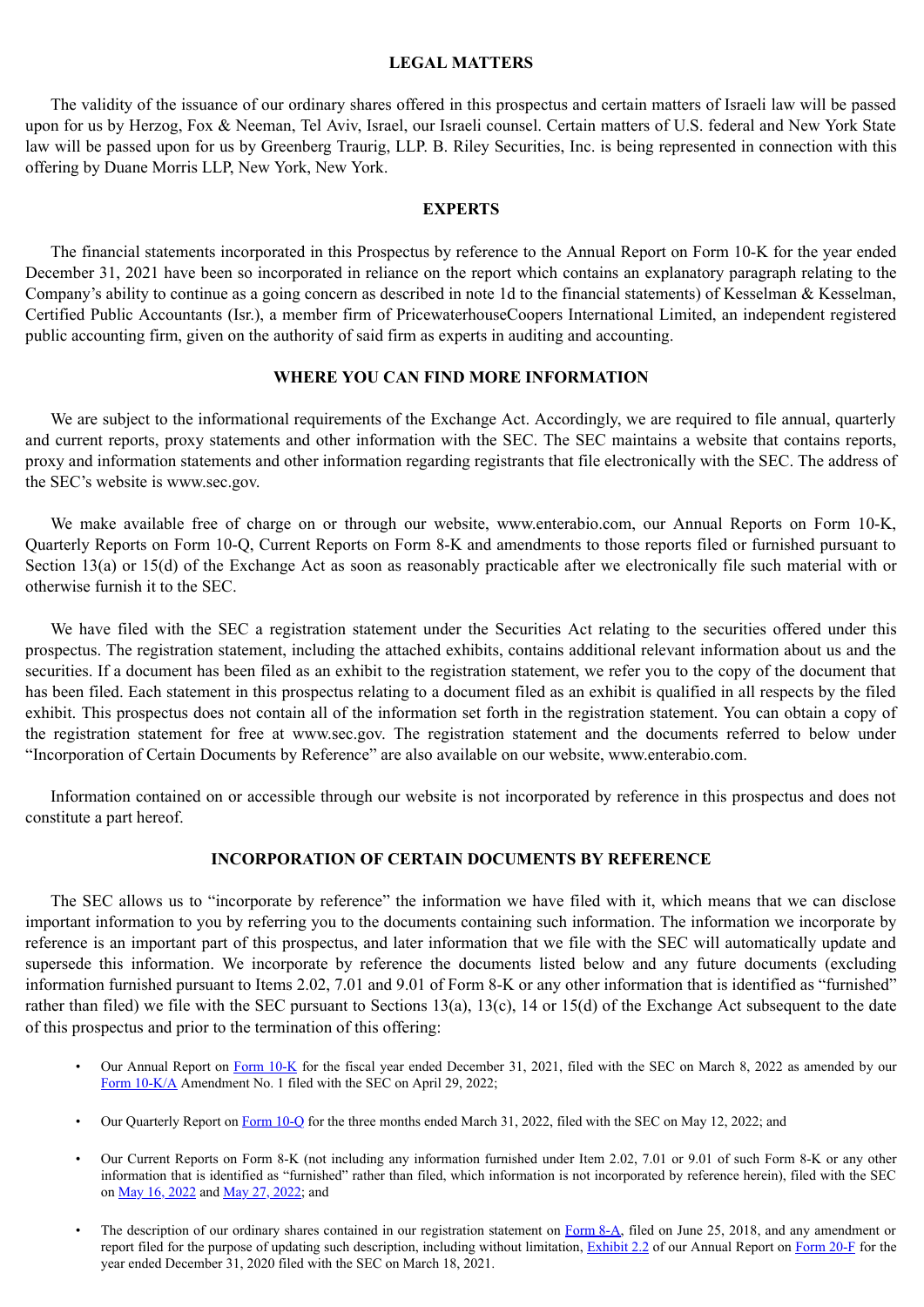## LEGAL MATTERS

The validity of the issuance of our ordinary shares offered in this prospectus and certain matters of Israeli law will be passed upon for us by Herzog, Fox & Neeman, Tel Aviv, Israel, our Israeli counsel. Certain matters of U.S. federal and New York State law will be passed upon for us by Greenberg Traurig, LLP. B. Riley Securities, Inc. is being represented in connection with this offering by Duane Morris LLP, New York, New York.

## EXPERTS

The financial statements incorporated in this Prospectus by reference to the Annual Report on Form 10-K for the year ended December 31, 2021 have been so incorporated in reliance on the report which contains an explanatory paragraph relating to the Company's ability to continue as a going concern as described in note 1d to the financial statements) of Kesselman & Kesselman, Certified Public Accountants (Isr.), a member firm of PricewaterhouseCoopers International Limited, an independent registered public accounting firm, given on the authority of said firm as experts in auditing and accounting.

## WHERE YOU CAN FIND MORE INFORMATION

We are subject to the informational requirements of the Exchange Act. Accordingly, we are required to file annual, quarterly and current reports, proxy statements and other information with the SEC. The SEC maintains a website that contains reports, proxy and information statements and other information regarding registrants that file electronically with the SEC. The address of the SEC's website is www.sec.gov.

We make available free of charge on or through our website, www.enterabio.com, our Annual Reports on Form 10-K, Quarterly Reports on Form 10-Q, Current Reports on Form 8-K and amendments to those reports filed or furnished pursuant to Section 13(a) or 15(d) of the Exchange Act as soon as reasonably practicable after we electronically file such material with or otherwise furnish it to the SEC.

We have filed with the SEC a registration statement under the Securities Act relating to the securities offered under this prospectus. The registration statement, including the attached exhibits, contains additional relevant information about us and the securities. If a document has been filed as an exhibit to the registration statement, we refer you to the copy of the document that has been filed. Each statement in this prospectus relating to a document filed as an exhibit is qualified in all respects by the filed exhibit. This prospectus does not contain all of the information set forth in the registration statement. You can obtain a copy of the registration statement for free at www.sec.gov. The registration statement and the documents referred to below under "Incorporation of Certain Documents by Reference" are also available on our website, www.enterabio.com.

Information contained on or accessible through our website is not incorporated by reference in this prospectus and does not constitute a part hereof.

## INCORPORATION OF CERTAIN DOCUMENTS BY REFERENCE

The SEC allows us to "incorporate by reference" the information we have filed with it, which means that we can disclose important information to you by referring you to the documents containing such information. The information we incorporate by reference is an important part of this prospectus, and later information that we file with the SEC will automatically update and supersede this information. We incorporate by reference the documents listed below and any future documents (excluding information furnished pursuant to Items 2.02, 7.01 and 9.01 of Form 8-K or any other information that is identified as "furnished" rather than filed) we file with the SEC pursuant to Sections 13(a), 13(c), 14 or 15(d) of the Exchange Act subsequent to the date of this prospectus and prior to the termination of this offering:

- Our Annual Report on Form 10-K for the fiscal year ended December 31, 2021, filed with the SEC on March 8, 2022 as amended by our Form 10-K/A Amendment No. 1 filed with the SEC on April 29, 2022;
- Our Quarterly Report on Form 10-Q for the three months ended March 31, 2022, filed with the SEC on May 12, 2022; and
- Our Current Reports on Form 8-K (not including any information furnished under Item 2.02, 7.01 or 9.01 of such Form 8-K or any other information that is identified as "furnished" rather than filed, which information is not incorporated by reference herein), filed with the SEC on May 16, 2022 and May 27, 2022; and
- The description of our ordinary shares contained in our registration statement on Form 8-A, filed on June 25, 2018, and any amendment or report filed for the purpose of updating such description, including without limitation, Exhibit 2.2 of our Annual Report on Form 20-F for the year ended December 31, 2020 filed with the SEC on March 18, 2021.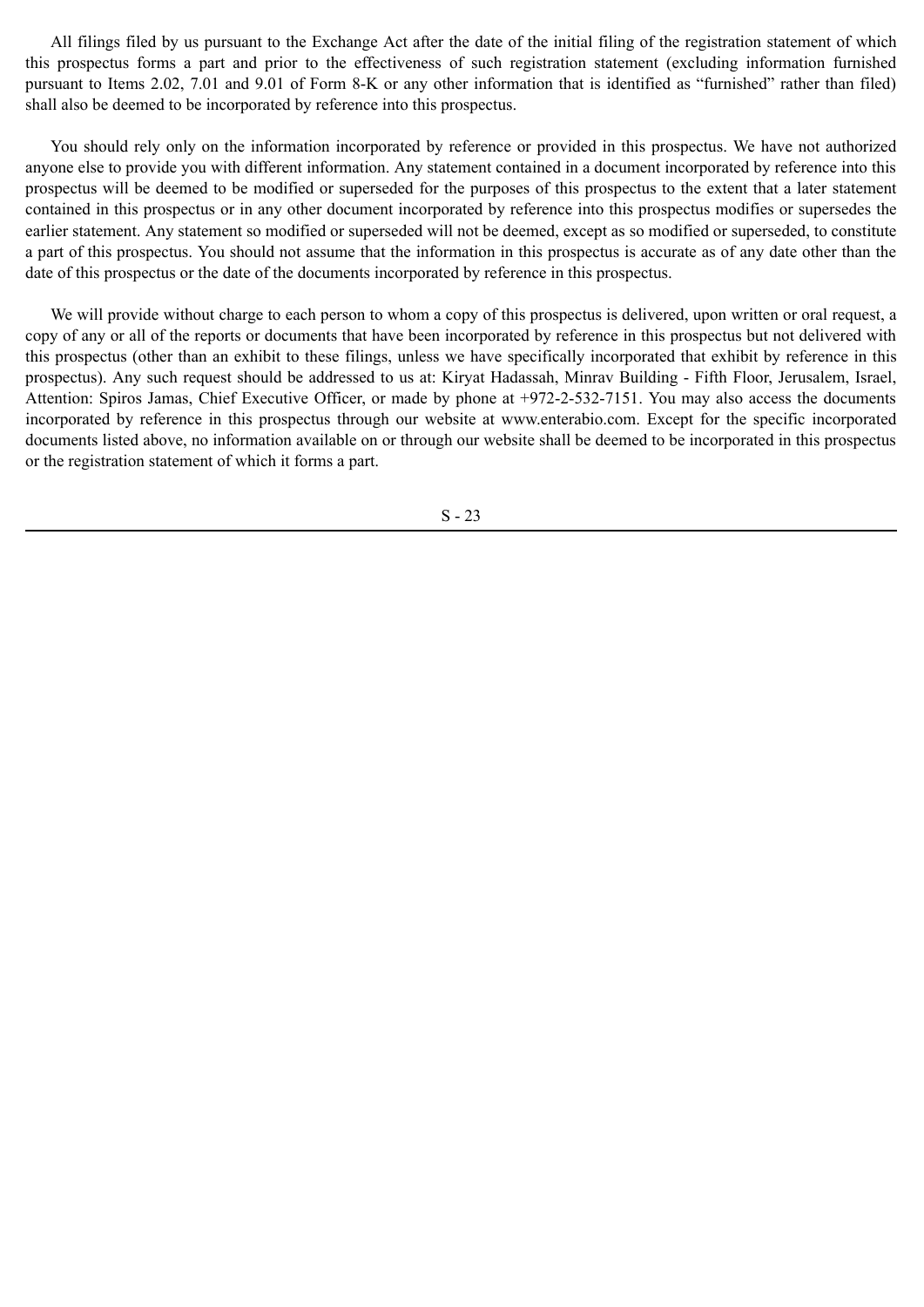All filings filed by us pursuant to the Exchange Act after the date of the initial filing of the registration statement of which this prospectus forms a part and prior to the effectiveness of such registration statement (excluding information furnished pursuant to Items 2.02, 7.01 and 9.01 of Form 8-K or any other information that is identified as "furnished" rather than filed) shall also be deemed to be incorporated by reference into this prospectus.

You should rely only on the information incorporated by reference or provided in this prospectus. We have not authorized anyone else to provide you with different information. Any statement contained in a document incorporated by reference into this prospectus will be deemed to be modified or superseded for the purposes of this prospectus to the extent that a later statement contained in this prospectus or in any other document incorporated by reference into this prospectus modifies or supersedes the earlier statement. Any statement so modified or superseded will not be deemed, except as so modified or superseded, to constitute a part of this prospectus. You should not assume that the information in this prospectus is accurate as of any date other than the date of this prospectus or the date of the documents incorporated by reference in this prospectus.

We will provide without charge to each person to whom a copy of this prospectus is delivered, upon written or oral request, a copy of any or all of the reports or documents that have been incorporated by reference in this prospectus but not delivered with this prospectus (other than an exhibit to these filings, unless we have specifically incorporated that exhibit by reference in this prospectus). Any such request should be addressed to us at: Kiryat Hadassah, Minrav Building - Fifth Floor, Jerusalem, Israel, Attention: Spiros Jamas, Chief Executive Officer, or made by phone at +972-2-532-7151. You may also access the documents incorporated by reference in this prospectus through our website at www.enterabio.com. Except for the specific incorporated documents listed above, no information available on or through our website shall be deemed to be incorporated in this prospectus or the registration statement of which it forms a part.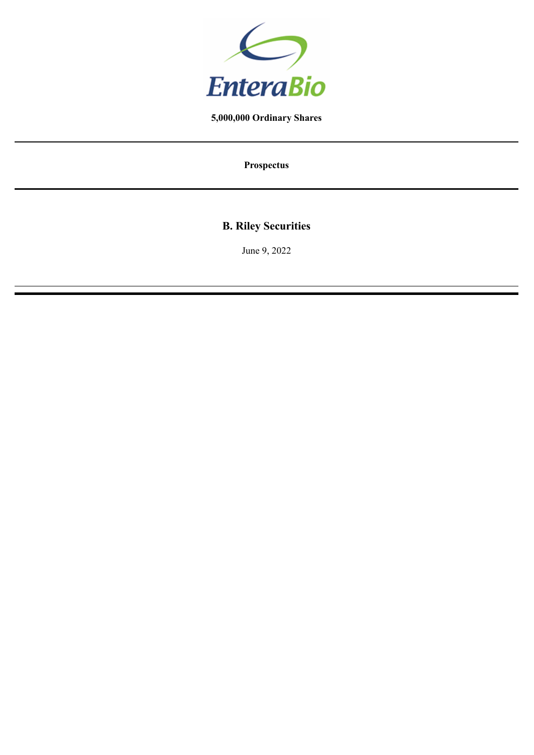EnteraBio

**5,000,000 Ordinary Shares**

---

**Prospectus**

---

**B. Riley Securities**

June 9, 2022